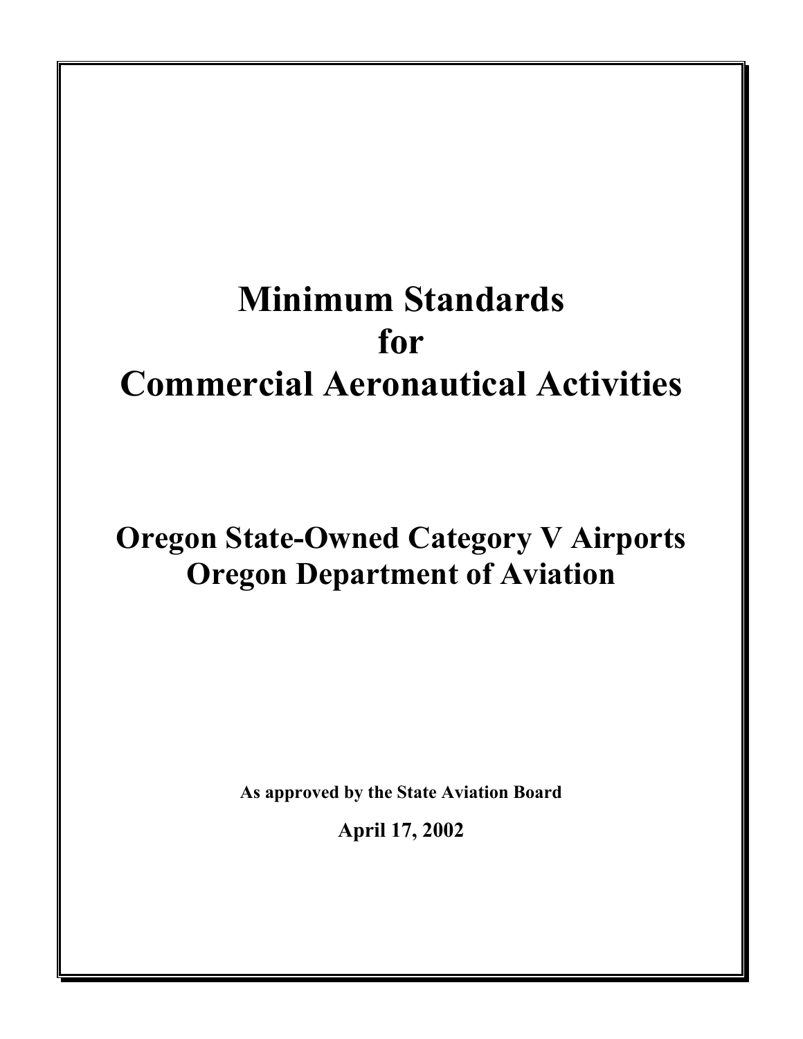# Minimum Standards for Commercial Aeronautical Activities

## Oregon State-Owned Category V Airports
## Oregon Department of Aviation

**As approved by the State Aviation Board**

**April 17, 2002**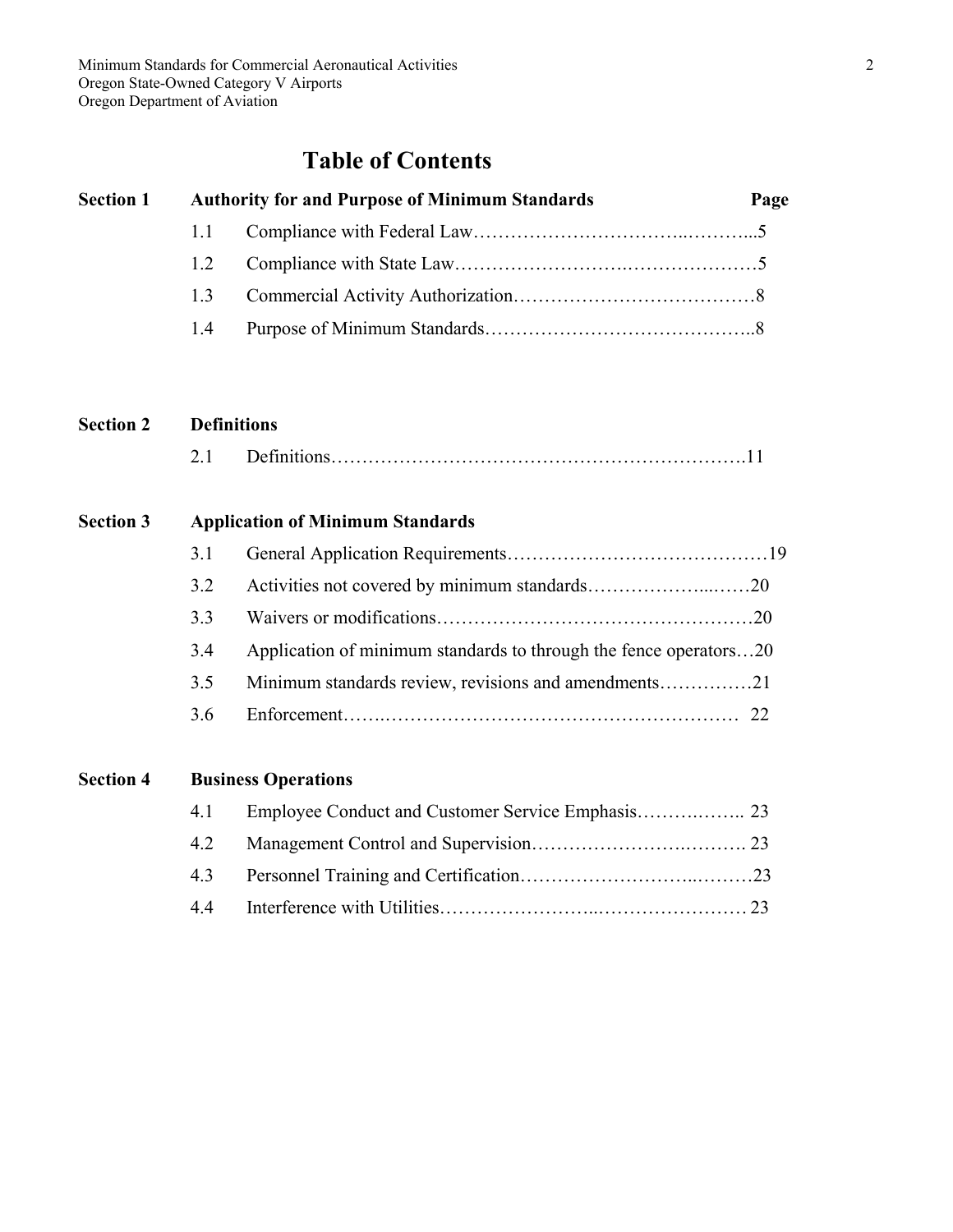# Table of Contents

| | | | Page |
|---|---|---|---|
| **Section 1** | **Authority for and Purpose of Minimum Standards** | | |
| | 1.1 | Compliance with Federal Law | 5 |
| | 1.2 | Compliance with State Law | 5 |
| | 1.3 | Commercial Activity Authorization | 8 |
| | 1.4 | Purpose of Minimum Standards | 8 |
| **Section 2** | **Definitions** | | |
| | 2.1 | Definitions | 11 |
| **Section 3** | **Application of Minimum Standards** | | |
| | 3.1 | General Application Requirements | 19 |
| | 3.2 | Activities not covered by minimum standards | 20 |
| | 3.3 | Waivers or modifications | 20 |
| | 3.4 | Application of minimum standards to through the fence operators | 20 |
| | 3.5 | Minimum standards review, revisions and amendments | 21 |
| | 3.6 | Enforcement | 22 |
| **Section 4** | **Business Operations** | | |
| | 4.1 | Employee Conduct and Customer Service Emphasis | 23 |
| | 4.2 | Management Control and Supervision | 23 |
| | 4.3 | Personnel Training and Certification | 23 |
| | 4.4 | Interference with Utilities | 23 |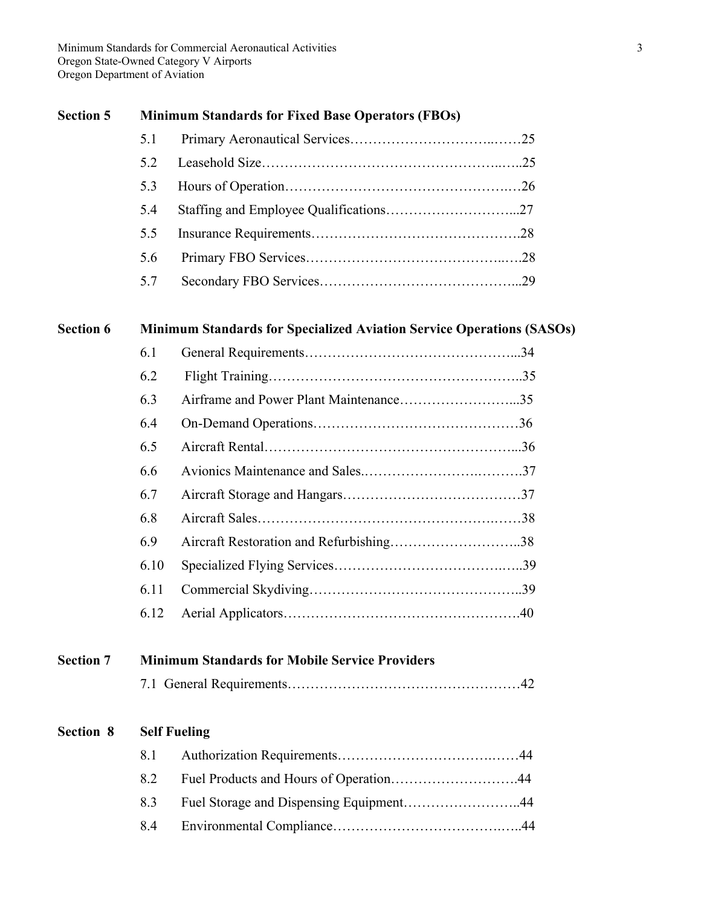**Section 5 Minimum Standards for Fixed Base Operators (FBOs)**

5.1 Primary Aeronautical Services……………………………..……25

5.2 Leasehold Size……………………………………………..…..25

5.3 Hours of Operation…………………………………………..…26

5.4 Staffing and Employee Qualifications………………………...27

5.5 Insurance Requirements……………………………………….28

5.6 Primary FBO Services…………………………………..….28

5.7 Secondary FBO Services……………………………………...29

**Section 6 Minimum Standards for Specialized Aviation Service Operations (SASOs)**

6.1 General Requirements………………………………………...34

6.2 Flight Training……………………………………………..35

6.3 Airframe and Power Plant Maintenance……………………...35

6.4 On-Demand Operations……………………………………36

6.5 Aircraft Rental………………………………………………...36

6.6 Avionics Maintenance and Sales.………………….……….37

6.7 Aircraft Storage and Hangars…………………………………37

6.8 Aircraft Sales……………………………………….……38

6.9 Aircraft Restoration and Refurbishing………………………..38

6.10 Specialized Flying Services……………………………….…..39

6.11 Commercial Skydiving………………………………………..39

6.12 Aerial Applicators……………………………………………40

**Section 7 Minimum Standards for Mobile Service Providers**

7.1 General Requirements……………………………….…………42

**Section 8 Self Fueling**

8.1 Authorization Requirements……………………………..……44

8.2 Fuel Products and Hours of Operation……………………….44

8.3 Fuel Storage and Dispensing Equipment……………………..44

8.4 Environmental Compliance…………………………….…..44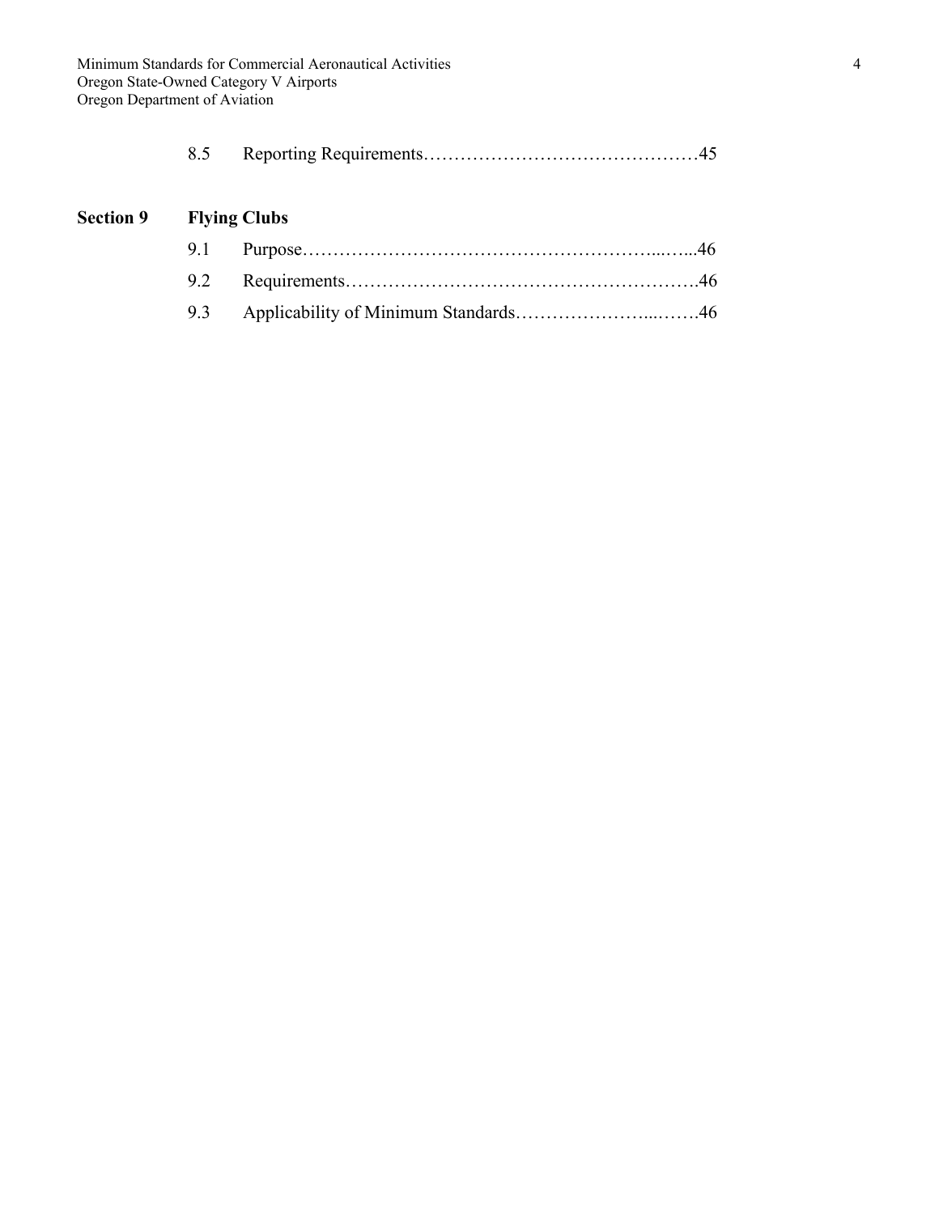8.5 Reporting Requirements……………………………………………45

**Section 9 Flying Clubs**

9.1 Purpose………………………………………………………...…...46

9.2 Requirements………………………………………………………..46

9.3 Applicability of Minimum Standards…………………...…….46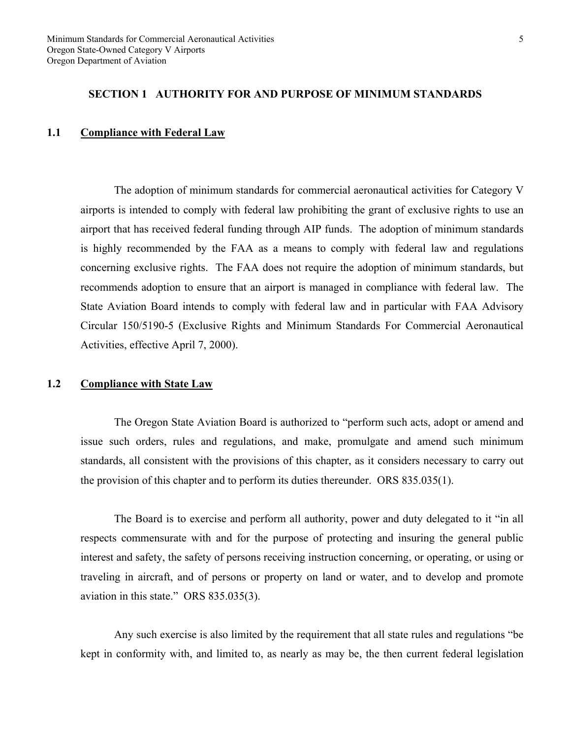## SECTION 1 AUTHORITY FOR AND PURPOSE OF MINIMUM STANDARDS

### 1.1 Compliance with Federal Law

The adoption of minimum standards for commercial aeronautical activities for Category V airports is intended to comply with federal law prohibiting the grant of exclusive rights to use an airport that has received federal funding through AIP funds. The adoption of minimum standards is highly recommended by the FAA as a means to comply with federal law and regulations concerning exclusive rights. The FAA does not require the adoption of minimum standards, but recommends adoption to ensure that an airport is managed in compliance with federal law. The State Aviation Board intends to comply with federal law and in particular with FAA Advisory Circular 150/5190-5 (Exclusive Rights and Minimum Standards For Commercial Aeronautical Activities, effective April 7, 2000).

### 1.2 Compliance with State Law

The Oregon State Aviation Board is authorized to "perform such acts, adopt or amend and issue such orders, rules and regulations, and make, promulgate and amend such minimum standards, all consistent with the provisions of this chapter, as it considers necessary to carry out the provision of this chapter and to perform its duties thereunder. ORS 835.035(1).

The Board is to exercise and perform all authority, power and duty delegated to it "in all respects commensurate with and for the purpose of protecting and insuring the general public interest and safety, the safety of persons receiving instruction concerning, or operating, or using or traveling in aircraft, and of persons or property on land or water, and to develop and promote aviation in this state." ORS 835.035(3).

Any such exercise is also limited by the requirement that all state rules and regulations "be kept in conformity with, and limited to, as nearly as may be, the then current federal legislation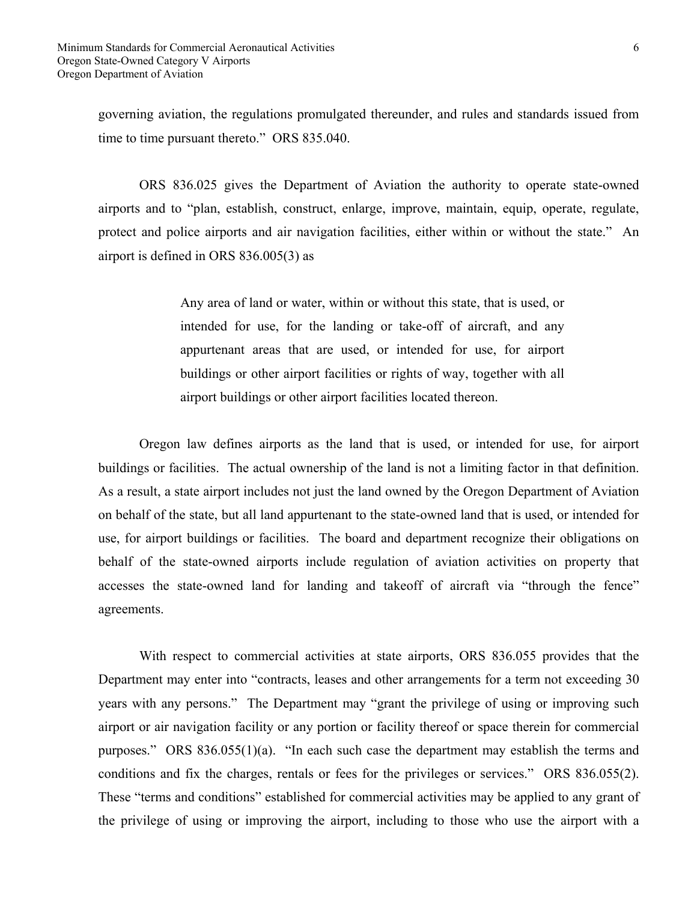governing aviation, the regulations promulgated thereunder, and rules and standards issued from time to time pursuant thereto." ORS 835.040.

ORS 836.025 gives the Department of Aviation the authority to operate state-owned airports and to "plan, establish, construct, enlarge, improve, maintain, equip, operate, regulate, protect and police airports and air navigation facilities, either within or without the state." An airport is defined in ORS 836.005(3) as

> Any area of land or water, within or without this state, that is used, or intended for use, for the landing or take-off of aircraft, and any appurtenant areas that are used, or intended for use, for airport buildings or other airport facilities or rights of way, together with all airport buildings or other airport facilities located thereon.

Oregon law defines airports as the land that is used, or intended for use, for airport buildings or facilities. The actual ownership of the land is not a limiting factor in that definition. As a result, a state airport includes not just the land owned by the Oregon Department of Aviation on behalf of the state, but all land appurtenant to the state-owned land that is used, or intended for use, for airport buildings or facilities. The board and department recognize their obligations on behalf of the state-owned airports include regulation of aviation activities on property that accesses the state-owned land for landing and takeoff of aircraft via "through the fence" agreements.

With respect to commercial activities at state airports, ORS 836.055 provides that the Department may enter into "contracts, leases and other arrangements for a term not exceeding 30 years with any persons." The Department may "grant the privilege of using or improving such airport or air navigation facility or any portion or facility thereof or space therein for commercial purposes." ORS 836.055(1)(a). "In each such case the department may establish the terms and conditions and fix the charges, rentals or fees for the privileges or services." ORS 836.055(2). These "terms and conditions" established for commercial activities may be applied to any grant of the privilege of using or improving the airport, including to those who use the airport with a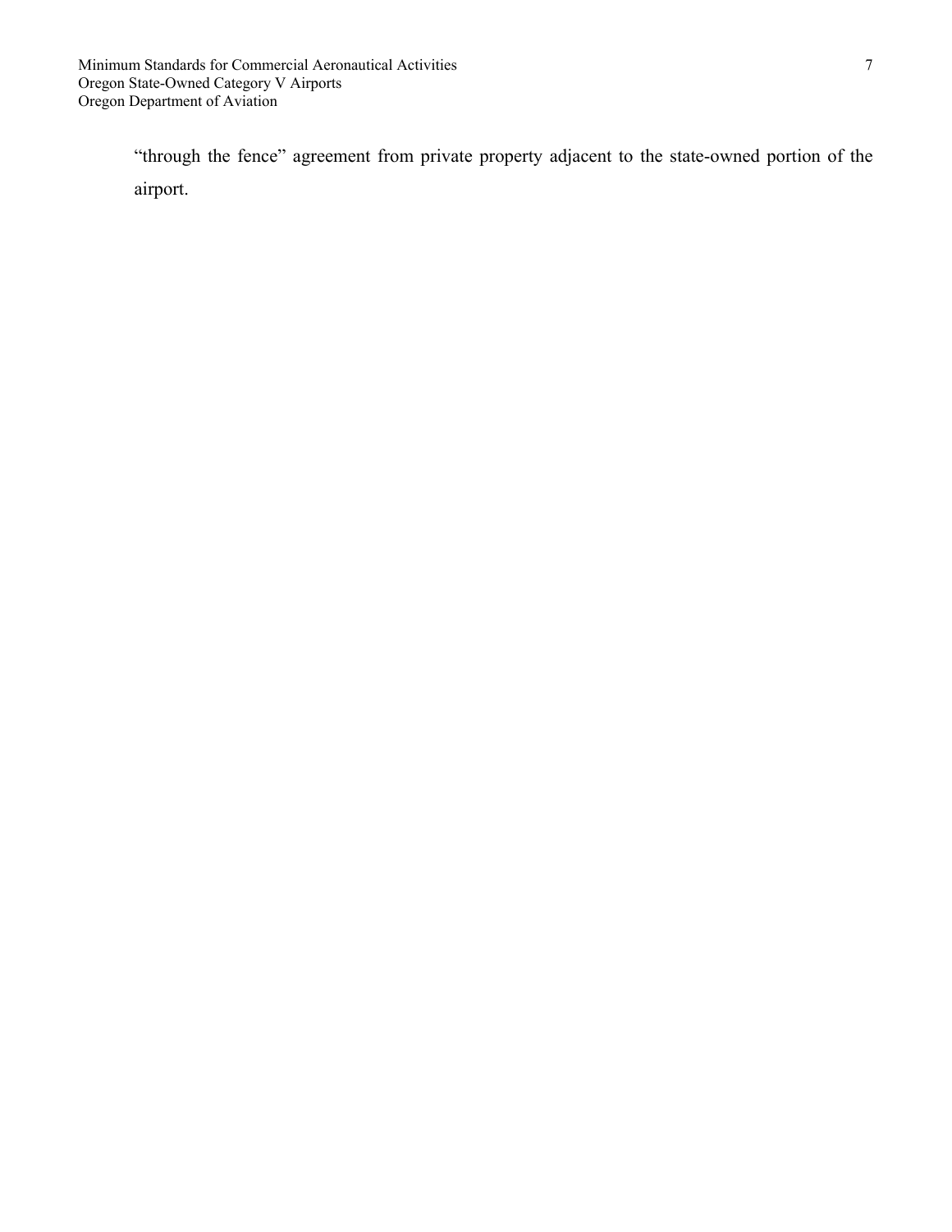"through the fence" agreement from private property adjacent to the state-owned portion of the airport.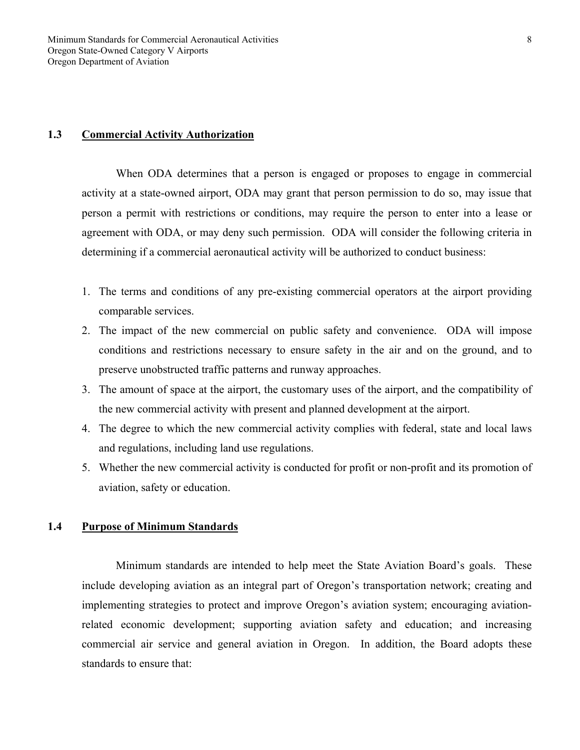## 1.3 Commercial Activity Authorization

When ODA determines that a person is engaged or proposes to engage in commercial activity at a state-owned airport, ODA may grant that person permission to do so, may issue that person a permit with restrictions or conditions, may require the person to enter into a lease or agreement with ODA, or may deny such permission. ODA will consider the following criteria in determining if a commercial aeronautical activity will be authorized to conduct business:

1. The terms and conditions of any pre-existing commercial operators at the airport providing comparable services.
2. The impact of the new commercial on public safety and convenience. ODA will impose conditions and restrictions necessary to ensure safety in the air and on the ground, and to preserve unobstructed traffic patterns and runway approaches.
3. The amount of space at the airport, the customary uses of the airport, and the compatibility of the new commercial activity with present and planned development at the airport.
4. The degree to which the new commercial activity complies with federal, state and local laws and regulations, including land use regulations.
5. Whether the new commercial activity is conducted for profit or non-profit and its promotion of aviation, safety or education.

## 1.4 Purpose of Minimum Standards

Minimum standards are intended to help meet the State Aviation Board's goals. These include developing aviation as an integral part of Oregon's transportation network; creating and implementing strategies to protect and improve Oregon's aviation system; encouraging aviation-related economic development; supporting aviation safety and education; and increasing commercial air service and general aviation in Oregon. In addition, the Board adopts these standards to ensure that: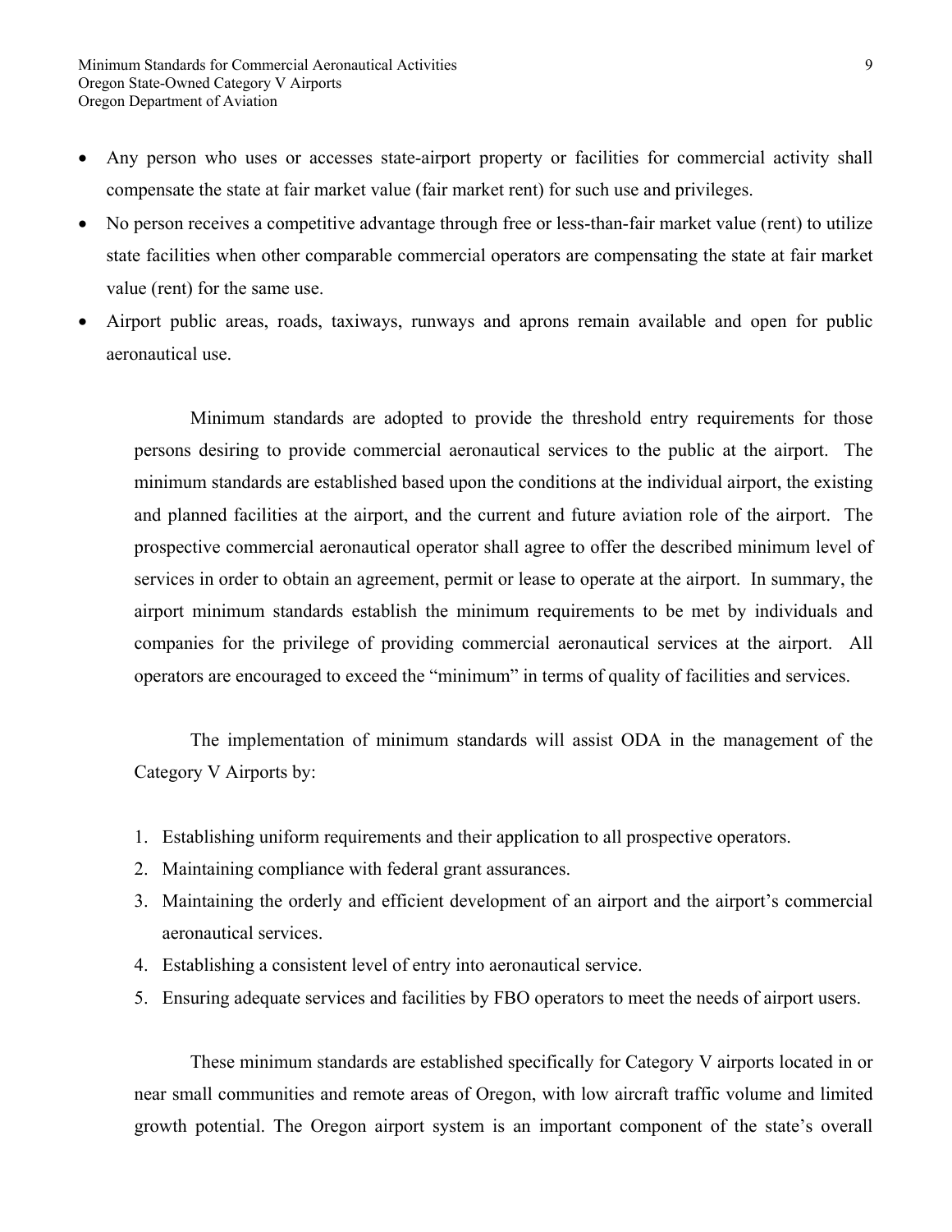- Any person who uses or accesses state-airport property or facilities for commercial activity shall compensate the state at fair market value (fair market rent) for such use and privileges.
- No person receives a competitive advantage through free or less-than-fair market value (rent) to utilize state facilities when other comparable commercial operators are compensating the state at fair market value (rent) for the same use.
- Airport public areas, roads, taxiways, runways and aprons remain available and open for public aeronautical use.

Minimum standards are adopted to provide the threshold entry requirements for those persons desiring to provide commercial aeronautical services to the public at the airport. The minimum standards are established based upon the conditions at the individual airport, the existing and planned facilities at the airport, and the current and future aviation role of the airport. The prospective commercial aeronautical operator shall agree to offer the described minimum level of services in order to obtain an agreement, permit or lease to operate at the airport. In summary, the airport minimum standards establish the minimum requirements to be met by individuals and companies for the privilege of providing commercial aeronautical services at the airport. All operators are encouraged to exceed the "minimum" in terms of quality of facilities and services.

The implementation of minimum standards will assist ODA in the management of the Category V Airports by:

1. Establishing uniform requirements and their application to all prospective operators.
2. Maintaining compliance with federal grant assurances.
3. Maintaining the orderly and efficient development of an airport and the airport's commercial aeronautical services.
4. Establishing a consistent level of entry into aeronautical service.
5. Ensuring adequate services and facilities by FBO operators to meet the needs of airport users.

These minimum standards are established specifically for Category V airports located in or near small communities and remote areas of Oregon, with low aircraft traffic volume and limited growth potential. The Oregon airport system is an important component of the state's overall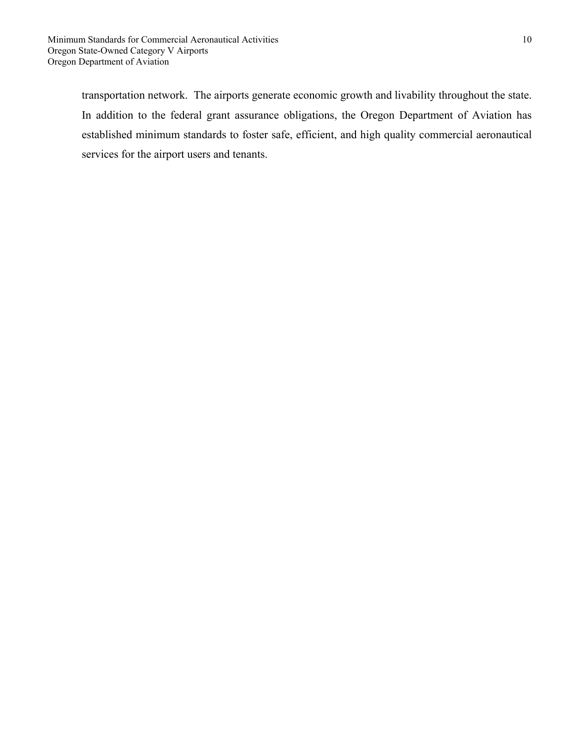transportation network. The airports generate economic growth and livability throughout the state. In addition to the federal grant assurance obligations, the Oregon Department of Aviation has established minimum standards to foster safe, efficient, and high quality commercial aeronautical services for the airport users and tenants.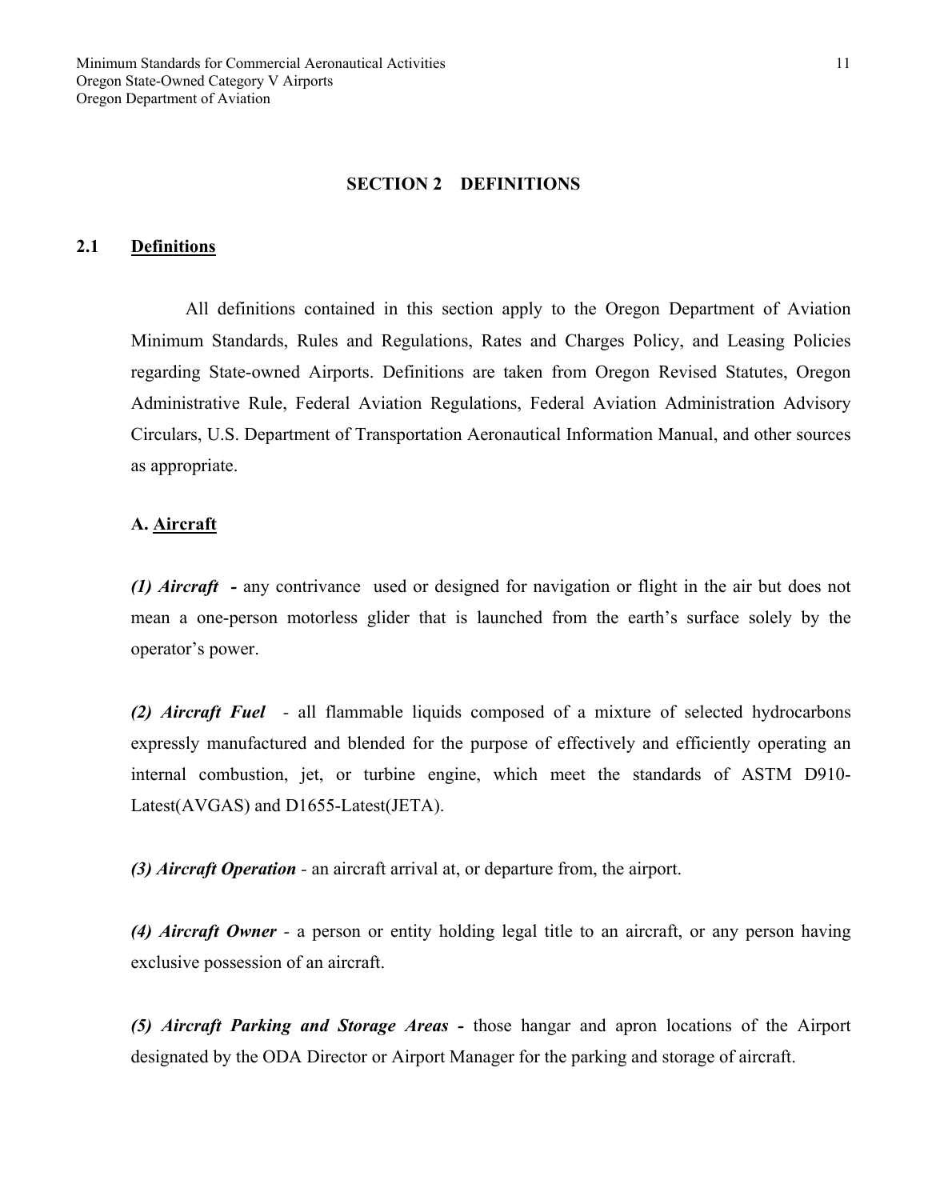## SECTION 2 DEFINITIONS

### 2.1 Definitions

All definitions contained in this section apply to the Oregon Department of Aviation Minimum Standards, Rules and Regulations, Rates and Charges Policy, and Leasing Policies regarding State-owned Airports. Definitions are taken from Oregon Revised Statutes, Oregon Administrative Rule, Federal Aviation Regulations, Federal Aviation Administration Advisory Circulars, U.S. Department of Transportation Aeronautical Information Manual, and other sources as appropriate.

**A. Aircraft**

***(1) Aircraft*** **-** any contrivance used or designed for navigation or flight in the air but does not mean a one-person motorless glider that is launched from the earth's surface solely by the operator's power.

***(2) Aircraft Fuel*** - all flammable liquids composed of a mixture of selected hydrocarbons expressly manufactured and blended for the purpose of effectively and efficiently operating an internal combustion, jet, or turbine engine, which meet the standards of ASTM D910-Latest(AVGAS) and D1655-Latest(JETA).

***(3) Aircraft Operation*** - an aircraft arrival at, or departure from, the airport.

***(4) Aircraft Owner*** - a person or entity holding legal title to an aircraft, or any person having exclusive possession of an aircraft.

***(5) Aircraft Parking and Storage Areas*** **-** those hangar and apron locations of the Airport designated by the ODA Director or Airport Manager for the parking and storage of aircraft.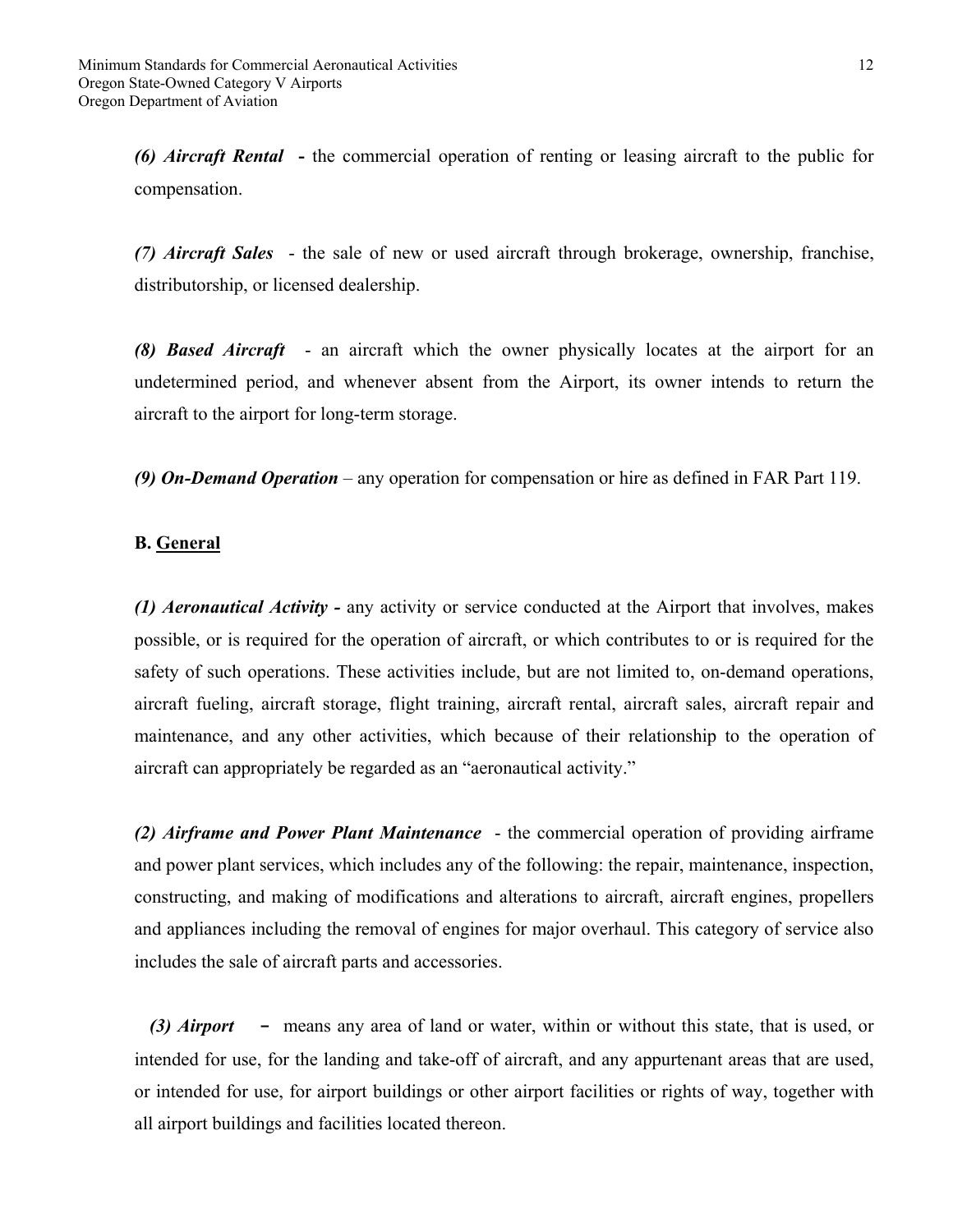***(6) Aircraft Rental*** **-** the commercial operation of renting or leasing aircraft to the public for compensation.

***(7) Aircraft Sales*** - the sale of new or used aircraft through brokerage, ownership, franchise, distributorship, or licensed dealership.

***(8) Based Aircraft*** - an aircraft which the owner physically locates at the airport for an undetermined period, and whenever absent from the Airport, its owner intends to return the aircraft to the airport for long-term storage.

***(9) On-Demand Operation*** – any operation for compensation or hire as defined in FAR Part 119.

**B. <u>General</u>**

***(1) Aeronautical Activity -*** any activity or service conducted at the Airport that involves, makes possible, or is required for the operation of aircraft, or which contributes to or is required for the safety of such operations. These activities include, but are not limited to, on-demand operations, aircraft fueling, aircraft storage, flight training, aircraft rental, aircraft sales, aircraft repair and maintenance, and any other activities, which because of their relationship to the operation of aircraft can appropriately be regarded as an "aeronautical activity."

***(2) Airframe and Power Plant Maintenance*** - the commercial operation of providing airframe and power plant services, which includes any of the following: the repair, maintenance, inspection, constructing, and making of modifications and alterations to aircraft, aircraft engines, propellers and appliances including the removal of engines for major overhaul. This category of service also includes the sale of aircraft parts and accessories.

***(3) Airport*** – means any area of land or water, within or without this state, that is used, or intended for use, for the landing and take-off of aircraft, and any appurtenant areas that are used, or intended for use, for airport buildings or other airport facilities or rights of way, together with all airport buildings and facilities located thereon.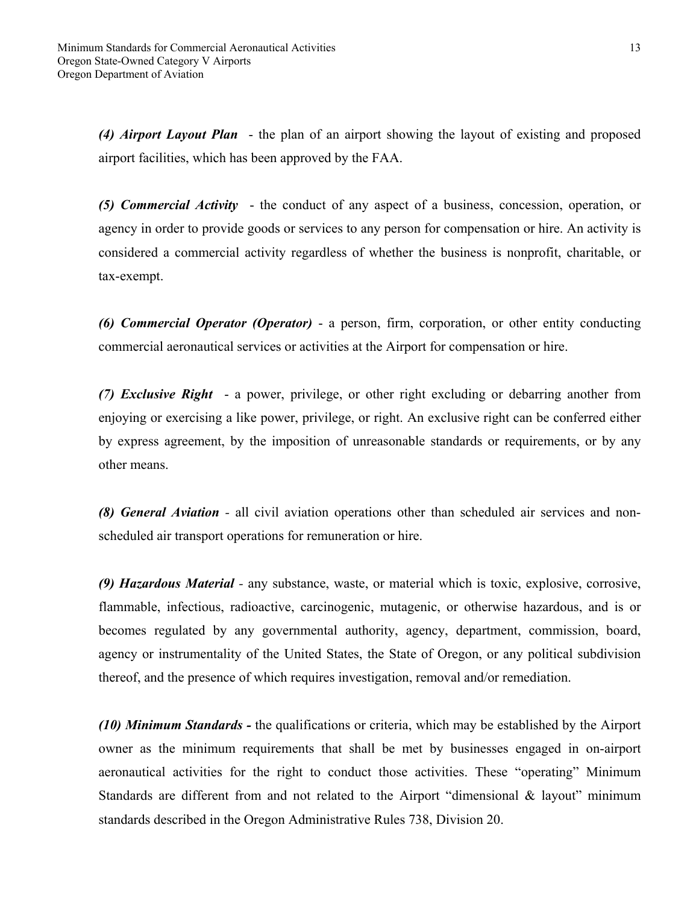***(4) Airport Layout Plan*** - the plan of an airport showing the layout of existing and proposed airport facilities, which has been approved by the FAA.

***(5) Commercial Activity*** - the conduct of any aspect of a business, concession, operation, or agency in order to provide goods or services to any person for compensation or hire. An activity is considered a commercial activity regardless of whether the business is nonprofit, charitable, or tax-exempt.

***(6) Commercial Operator (Operator)*** - a person, firm, corporation, or other entity conducting commercial aeronautical services or activities at the Airport for compensation or hire.

***(7) Exclusive Right*** - a power, privilege, or other right excluding or debarring another from enjoying or exercising a like power, privilege, or right. An exclusive right can be conferred either by express agreement, by the imposition of unreasonable standards or requirements, or by any other means.

***(8) General Aviation*** - all civil aviation operations other than scheduled air services and non-scheduled air transport operations for remuneration or hire.

***(9) Hazardous Material*** - any substance, waste, or material which is toxic, explosive, corrosive, flammable, infectious, radioactive, carcinogenic, mutagenic, or otherwise hazardous, and is or becomes regulated by any governmental authority, agency, department, commission, board, agency or instrumentality of the United States, the State of Oregon, or any political subdivision thereof, and the presence of which requires investigation, removal and/or remediation.

***(10) Minimum Standards*** **-** the qualifications or criteria, which may be established by the Airport owner as the minimum requirements that shall be met by businesses engaged in on-airport aeronautical activities for the right to conduct those activities. These "operating" Minimum Standards are different from and not related to the Airport "dimensional & layout" minimum standards described in the Oregon Administrative Rules 738, Division 20.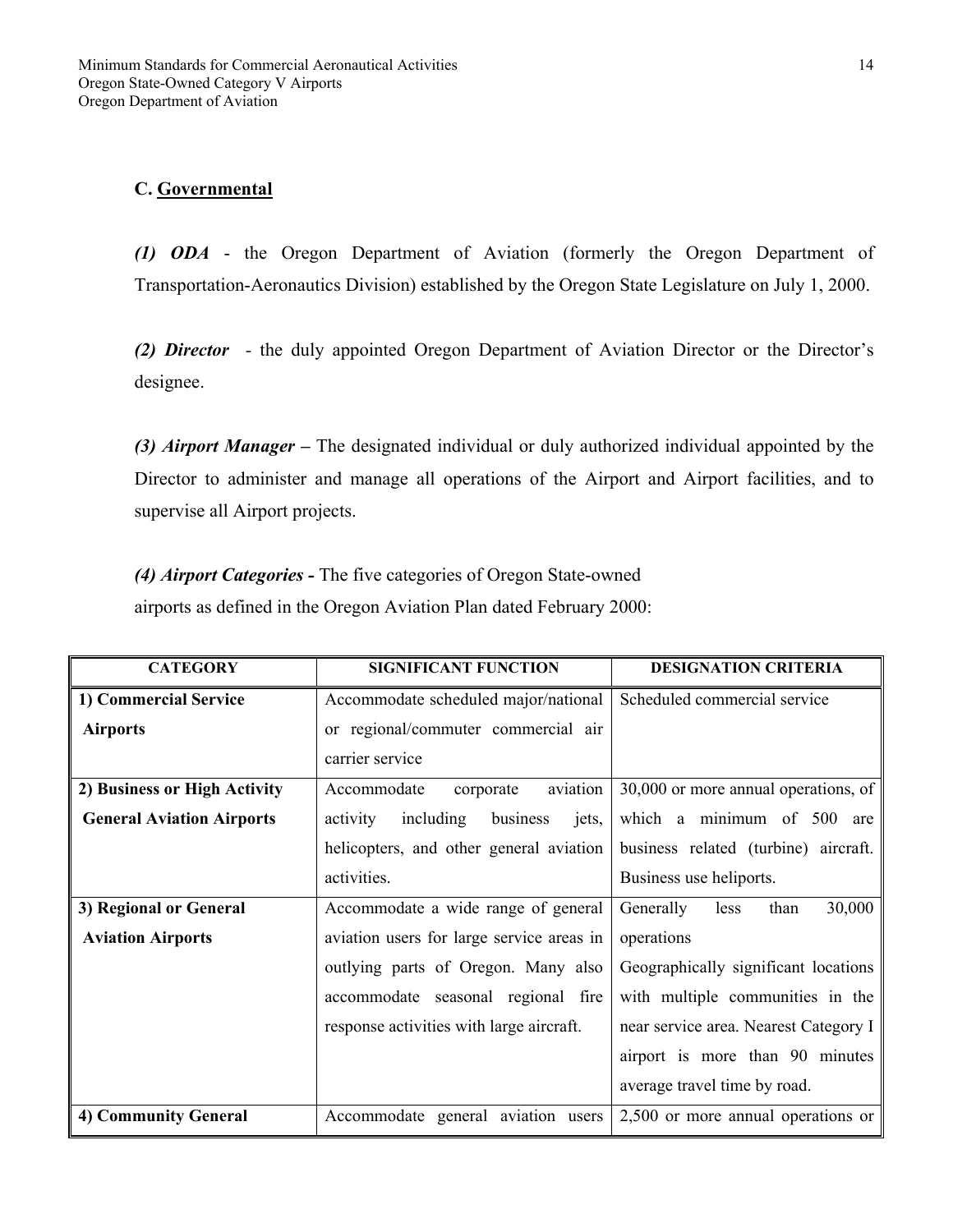### C. <u>Governmental</u>

***(1) ODA*** - the Oregon Department of Aviation (formerly the Oregon Department of Transportation-Aeronautics Division) established by the Oregon State Legislature on July 1, 2000.

***(2) Director*** - the duly appointed Oregon Department of Aviation Director or the Director's designee.

***(3) Airport Manager –*** The designated individual or duly authorized individual appointed by the Director to administer and manage all operations of the Airport and Airport facilities, and to supervise all Airport projects.

***(4) Airport Categories -*** The five categories of Oregon State-owned airports as defined in the Oregon Aviation Plan dated February 2000:

| CATEGORY | SIGNIFICANT FUNCTION | DESIGNATION CRITERIA |
|---|---|---|
| **1) Commercial Service Airports** | Accommodate scheduled major/national or regional/commuter commercial air carrier service | Scheduled commercial service |
| **2) Business or High Activity General Aviation Airports** | Accommodate corporate aviation activity including business jets, helicopters, and other general aviation activities. | 30,000 or more annual operations, of which a minimum of 500 are business related (turbine) aircraft. Business use heliports. |
| **3) Regional or General Aviation Airports** | Accommodate a wide range of general aviation users for large service areas in outlying parts of Oregon. Many also accommodate seasonal regional fire response activities with large aircraft. | Generally less than 30,000 operations Geographically significant locations with multiple communities in the near service area. Nearest Category I airport is more than 90 minutes average travel time by road. |
| **4) Community General** | Accommodate general aviation users | 2,500 or more annual operations or |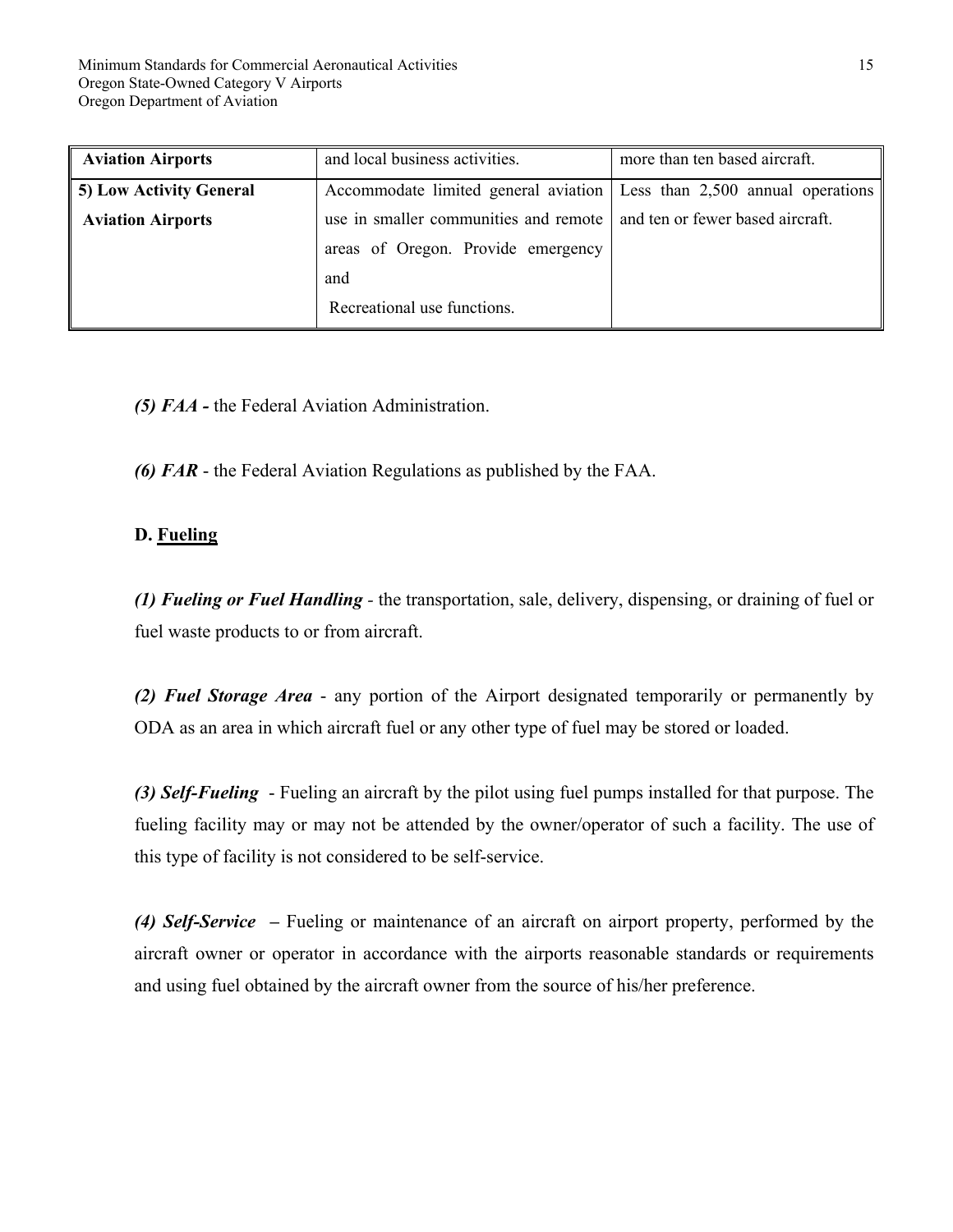| Aviation Airports | and local business activities. | more than ten based aircraft. |
|---|---|---|
| **5) Low Activity General Aviation Airports** | Accommodate limited general aviation use in smaller communities and remote areas of Oregon. Provide emergency and Recreational use functions. | Less than 2,500 annual operations and ten or fewer based aircraft. |

***(5) FAA -*** the Federal Aviation Administration.

***(6) FAR*** - the Federal Aviation Regulations as published by the FAA.

**D. Fueling**

***(1) Fueling or Fuel Handling*** - the transportation, sale, delivery, dispensing, or draining of fuel or fuel waste products to or from aircraft.

***(2) Fuel Storage Area*** - any portion of the Airport designated temporarily or permanently by ODA as an area in which aircraft fuel or any other type of fuel may be stored or loaded.

***(3) Self-Fueling*** - Fueling an aircraft by the pilot using fuel pumps installed for that purpose. The fueling facility may or may not be attended by the owner/operator of such a facility. The use of this type of facility is not considered to be self-service.

***(4) Self-Service*** **–** Fueling or maintenance of an aircraft on airport property, performed by the aircraft owner or operator in accordance with the airports reasonable standards or requirements and using fuel obtained by the aircraft owner from the source of his/her preference.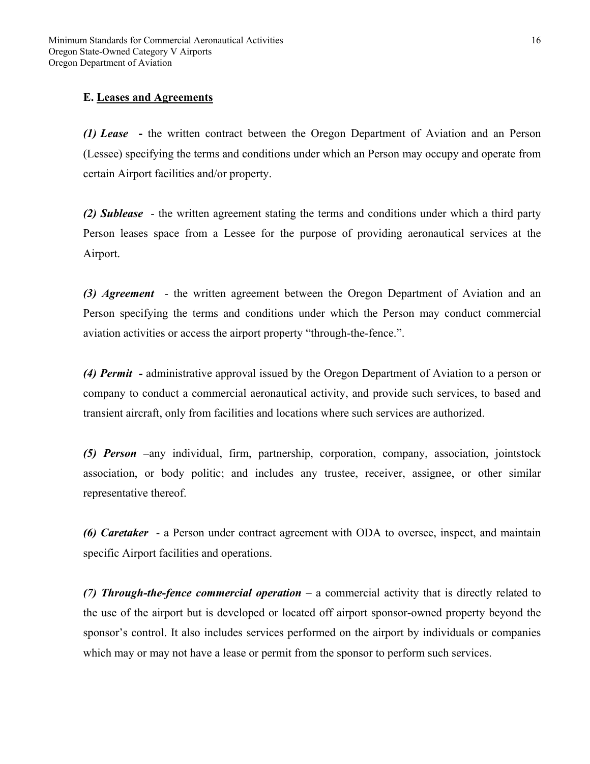### E. <u>Leases and Agreements</u>

***(1) Lease*** **-** the written contract between the Oregon Department of Aviation and an Person (Lessee) specifying the terms and conditions under which an Person may occupy and operate from certain Airport facilities and/or property.

***(2) Sublease*** - the written agreement stating the terms and conditions under which a third party Person leases space from a Lessee for the purpose of providing aeronautical services at the Airport.

***(3) Agreement*** - the written agreement between the Oregon Department of Aviation and an Person specifying the terms and conditions under which the Person may conduct commercial aviation activities or access the airport property "through-the-fence.".

***(4) Permit*** **-** administrative approval issued by the Oregon Department of Aviation to a person or company to conduct a commercial aeronautical activity, and provide such services, to based and transient aircraft, only from facilities and locations where such services are authorized.

***(5) Person*** **–**any individual, firm, partnership, corporation, company, association, jointstock association, or body politic; and includes any trustee, receiver, assignee, or other similar representative thereof.

***(6) Caretaker*** - a Person under contract agreement with ODA to oversee, inspect, and maintain specific Airport facilities and operations.

***(7) Through-the-fence commercial operation*** – a commercial activity that is directly related to the use of the airport but is developed or located off airport sponsor-owned property beyond the sponsor's control. It also includes services performed on the airport by individuals or companies which may or may not have a lease or permit from the sponsor to perform such services.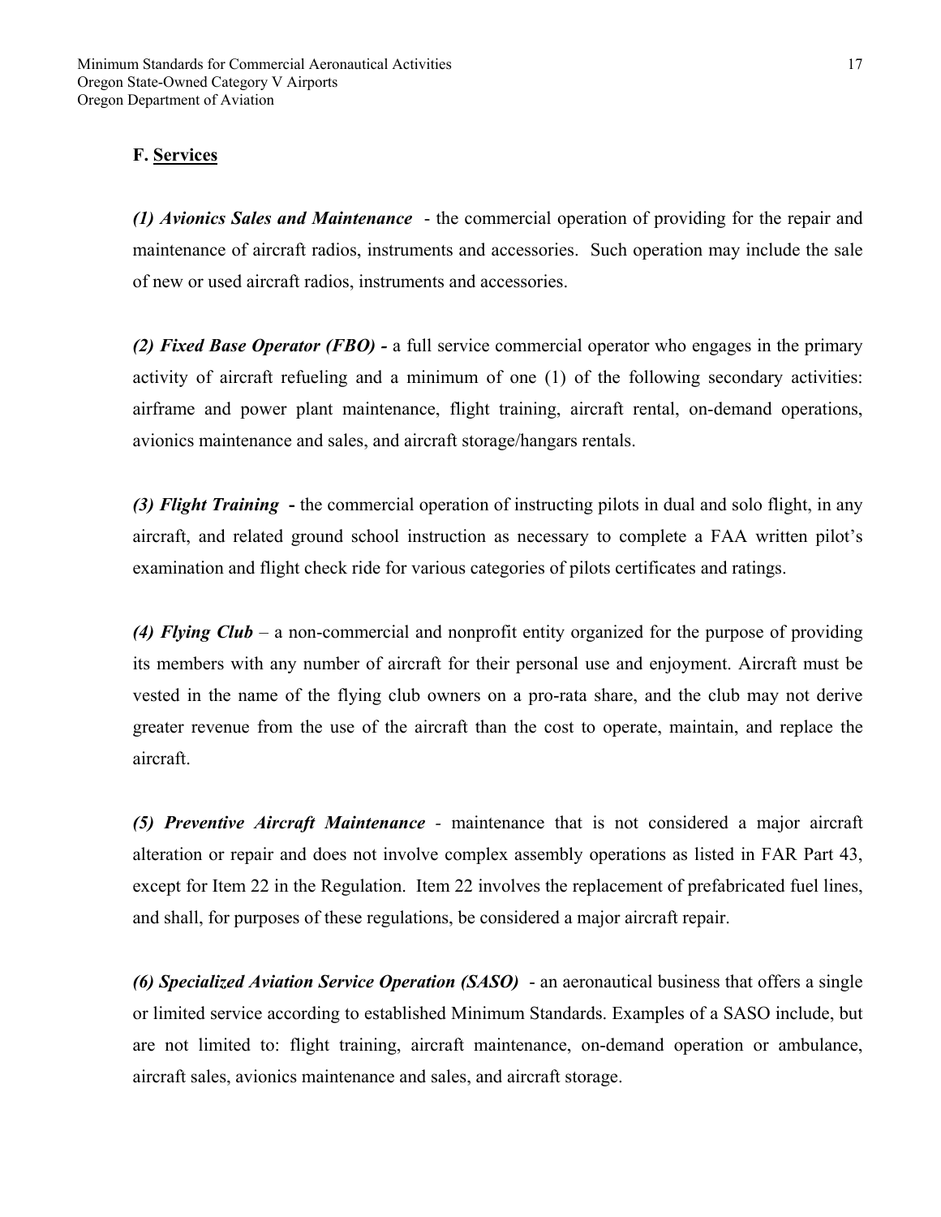## F. Services

***(1) Avionics Sales and Maintenance*** - the commercial operation of providing for the repair and maintenance of aircraft radios, instruments and accessories. Such operation may include the sale of new or used aircraft radios, instruments and accessories.

***(2) Fixed Base Operator (FBO)*** **-** a full service commercial operator who engages in the primary activity of aircraft refueling and a minimum of one (1) of the following secondary activities: airframe and power plant maintenance, flight training, aircraft rental, on-demand operations, avionics maintenance and sales, and aircraft storage/hangars rentals.

***(3) Flight Training*** **-** the commercial operation of instructing pilots in dual and solo flight, in any aircraft, and related ground school instruction as necessary to complete a FAA written pilot's examination and flight check ride for various categories of pilots certificates and ratings.

***(4) Flying Club*** – a non-commercial and nonprofit entity organized for the purpose of providing its members with any number of aircraft for their personal use and enjoyment. Aircraft must be vested in the name of the flying club owners on a pro-rata share, and the club may not derive greater revenue from the use of the aircraft than the cost to operate, maintain, and replace the aircraft.

***(5) Preventive Aircraft Maintenance*** - maintenance that is not considered a major aircraft alteration or repair and does not involve complex assembly operations as listed in FAR Part 43, except for Item 22 in the Regulation. Item 22 involves the replacement of prefabricated fuel lines, and shall, for purposes of these regulations, be considered a major aircraft repair.

***(6) Specialized Aviation Service Operation (SASO)*** - an aeronautical business that offers a single or limited service according to established Minimum Standards. Examples of a SASO include, but are not limited to: flight training, aircraft maintenance, on-demand operation or ambulance, aircraft sales, avionics maintenance and sales, and aircraft storage.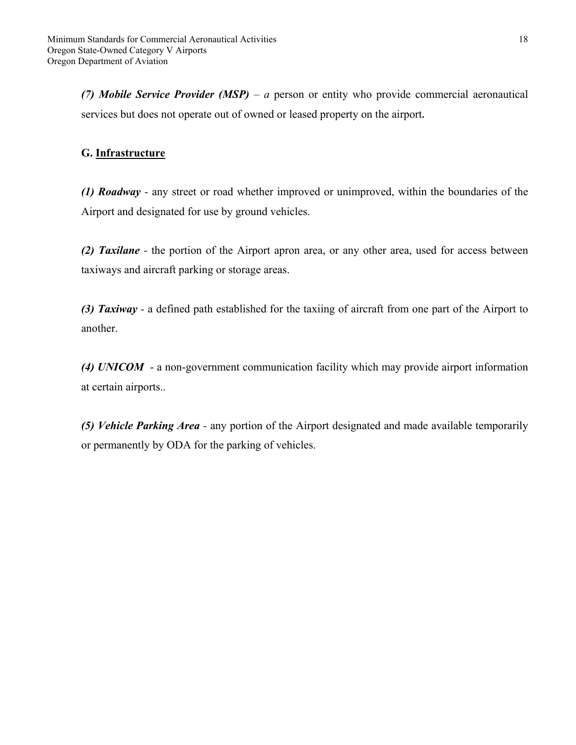***(7) Mobile Service Provider (MSP)*** – *a* person or entity who provide commercial aeronautical services but does not operate out of owned or leased property on the airport**.**

**G. Infrastructure**

***(1) Roadway*** - any street or road whether improved or unimproved, within the boundaries of the Airport and designated for use by ground vehicles.

***(2) Taxilane*** - the portion of the Airport apron area, or any other area, used for access between taxiways and aircraft parking or storage areas.

***(3) Taxiway*** - a defined path established for the taxiing of aircraft from one part of the Airport to another.

***(4) UNICOM*** - a non-government communication facility which may provide airport information at certain airports..

***(5) Vehicle Parking Area*** - any portion of the Airport designated and made available temporarily or permanently by ODA for the parking of vehicles.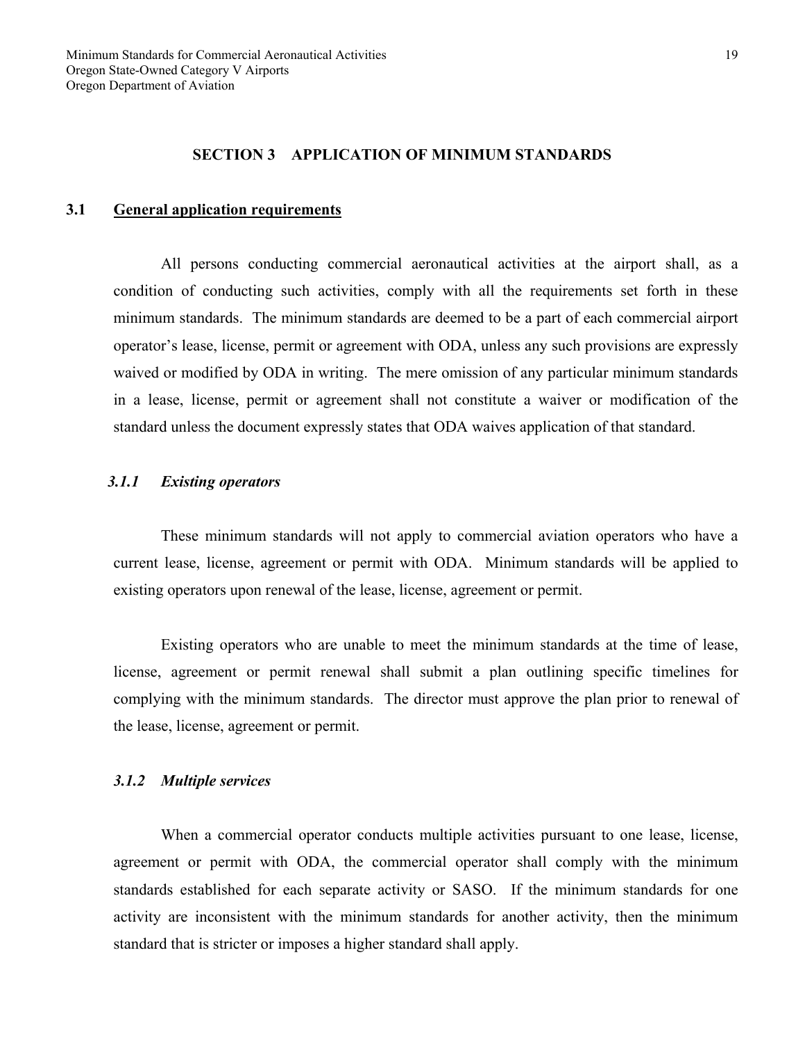# SECTION 3 APPLICATION OF MINIMUM STANDARDS

## 3.1 General application requirements

All persons conducting commercial aeronautical activities at the airport shall, as a condition of conducting such activities, comply with all the requirements set forth in these minimum standards. The minimum standards are deemed to be a part of each commercial airport operator's lease, license, permit or agreement with ODA, unless any such provisions are expressly waived or modified by ODA in writing. The mere omission of any particular minimum standards in a lease, license, permit or agreement shall not constitute a waiver or modification of the standard unless the document expressly states that ODA waives application of that standard.

### *3.1.1 Existing operators*

These minimum standards will not apply to commercial aviation operators who have a current lease, license, agreement or permit with ODA. Minimum standards will be applied to existing operators upon renewal of the lease, license, agreement or permit.

Existing operators who are unable to meet the minimum standards at the time of lease, license, agreement or permit renewal shall submit a plan outlining specific timelines for complying with the minimum standards. The director must approve the plan prior to renewal of the lease, license, agreement or permit.

### *3.1.2 Multiple services*

When a commercial operator conducts multiple activities pursuant to one lease, license, agreement or permit with ODA, the commercial operator shall comply with the minimum standards established for each separate activity or SASO. If the minimum standards for one activity are inconsistent with the minimum standards for another activity, then the minimum standard that is stricter or imposes a higher standard shall apply.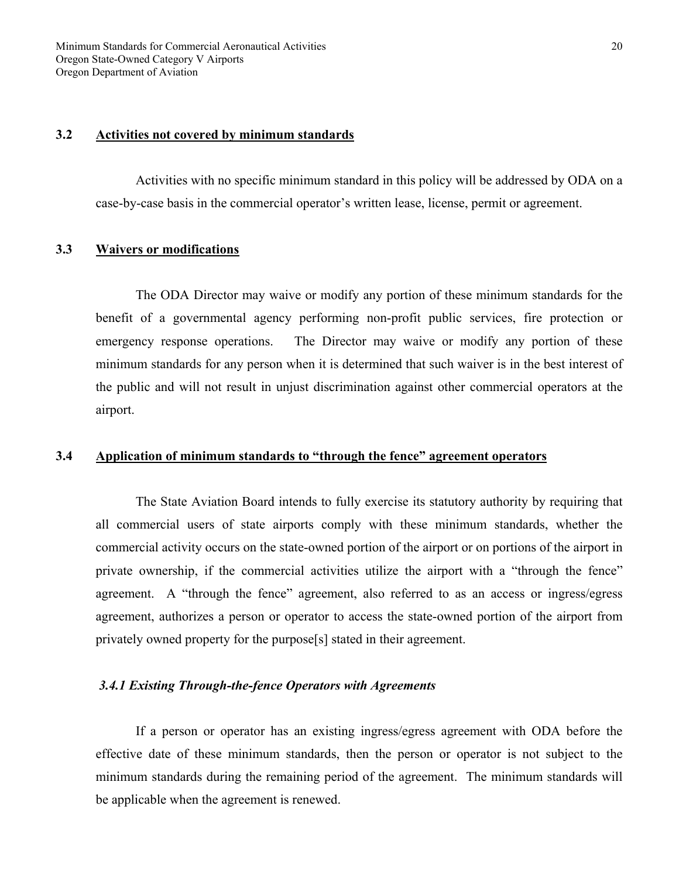### 3.2 Activities not covered by minimum standards

Activities with no specific minimum standard in this policy will be addressed by ODA on a case-by-case basis in the commercial operator's written lease, license, permit or agreement.

### 3.3 Waivers or modifications

The ODA Director may waive or modify any portion of these minimum standards for the benefit of a governmental agency performing non-profit public services, fire protection or emergency response operations. The Director may waive or modify any portion of these minimum standards for any person when it is determined that such waiver is in the best interest of the public and will not result in unjust discrimination against other commercial operators at the airport.

### 3.4 Application of minimum standards to "through the fence" agreement operators

The State Aviation Board intends to fully exercise its statutory authority by requiring that all commercial users of state airports comply with these minimum standards, whether the commercial activity occurs on the state-owned portion of the airport or on portions of the airport in private ownership, if the commercial activities utilize the airport with a "through the fence" agreement. A "through the fence" agreement, also referred to as an access or ingress/egress agreement, authorizes a person or operator to access the state-owned portion of the airport from privately owned property for the purpose[s] stated in their agreement.

#### *3.4.1 Existing Through-the-fence Operators with Agreements*

If a person or operator has an existing ingress/egress agreement with ODA before the effective date of these minimum standards, then the person or operator is not subject to the minimum standards during the remaining period of the agreement. The minimum standards will be applicable when the agreement is renewed.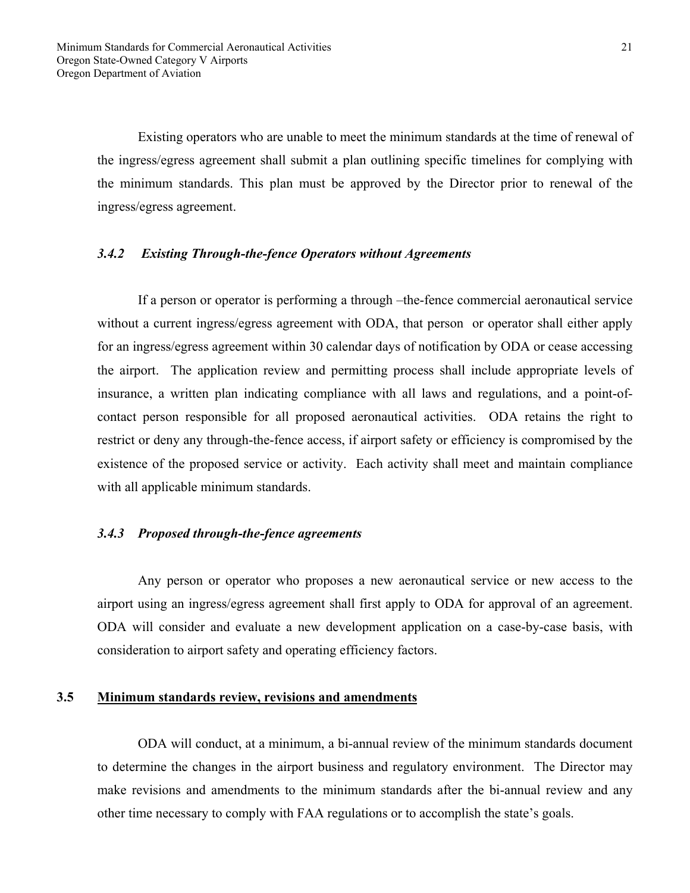Existing operators who are unable to meet the minimum standards at the time of renewal of the ingress/egress agreement shall submit a plan outlining specific timelines for complying with the minimum standards. This plan must be approved by the Director prior to renewal of the ingress/egress agreement.

#### *3.4.2 Existing Through-the-fence Operators without Agreements*

If a person or operator is performing a through –the-fence commercial aeronautical service without a current ingress/egress agreement with ODA, that person or operator shall either apply for an ingress/egress agreement within 30 calendar days of notification by ODA or cease accessing the airport. The application review and permitting process shall include appropriate levels of insurance, a written plan indicating compliance with all laws and regulations, and a point-of-contact person responsible for all proposed aeronautical activities. ODA retains the right to restrict or deny any through-the-fence access, if airport safety or efficiency is compromised by the existence of the proposed service or activity. Each activity shall meet and maintain compliance with all applicable minimum standards.

#### *3.4.3 Proposed through-the-fence agreements*

Any person or operator who proposes a new aeronautical service or new access to the airport using an ingress/egress agreement shall first apply to ODA for approval of an agreement. ODA will consider and evaluate a new development application on a case-by-case basis, with consideration to airport safety and operating efficiency factors.

### 3.5 Minimum standards review, revisions and amendments

ODA will conduct, at a minimum, a bi-annual review of the minimum standards document to determine the changes in the airport business and regulatory environment. The Director may make revisions and amendments to the minimum standards after the bi-annual review and any other time necessary to comply with FAA regulations or to accomplish the state's goals.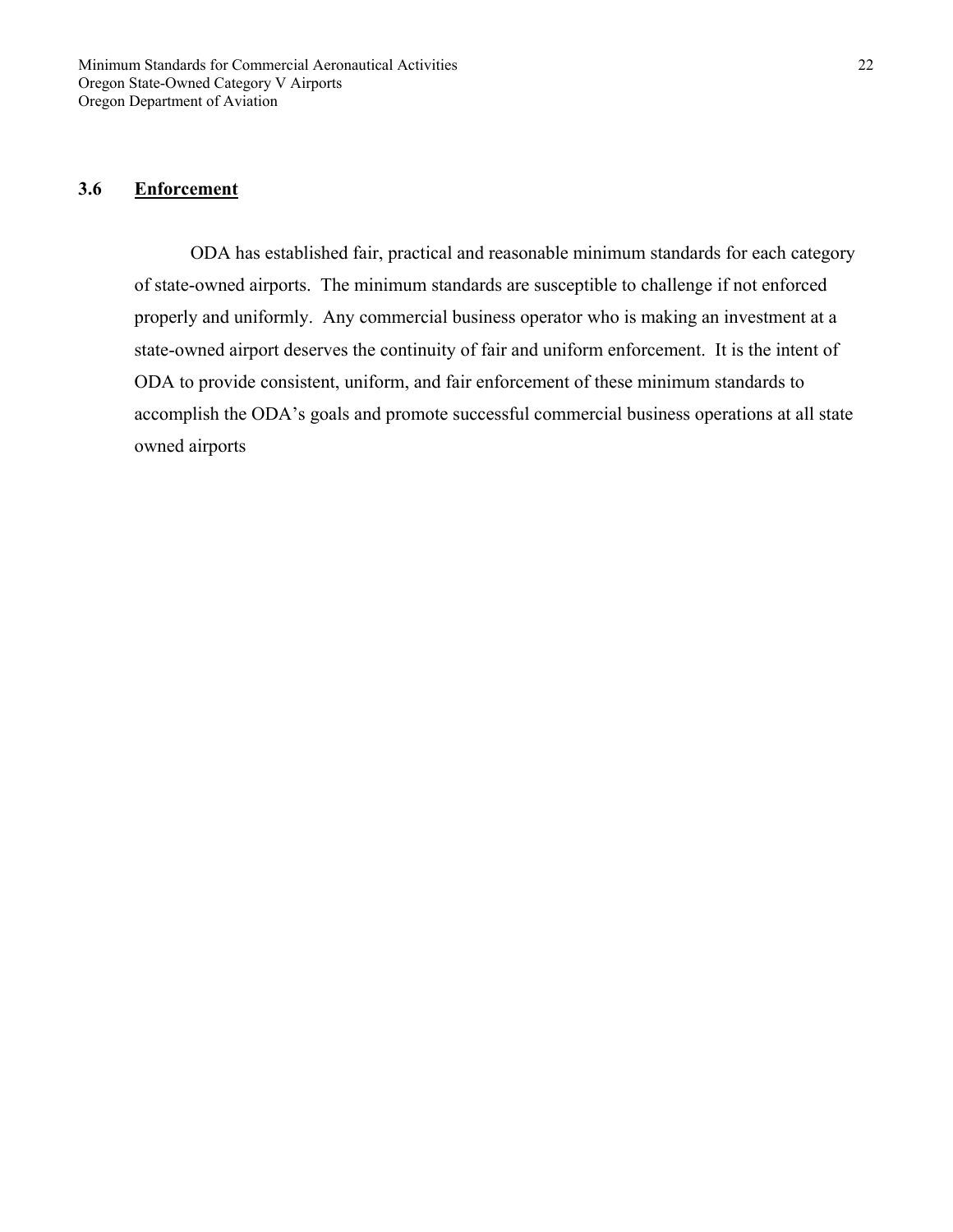### 3.6 Enforcement

ODA has established fair, practical and reasonable minimum standards for each category of state-owned airports. The minimum standards are susceptible to challenge if not enforced properly and uniformly. Any commercial business operator who is making an investment at a state-owned airport deserves the continuity of fair and uniform enforcement. It is the intent of ODA to provide consistent, uniform, and fair enforcement of these minimum standards to accomplish the ODA's goals and promote successful commercial business operations at all state owned airports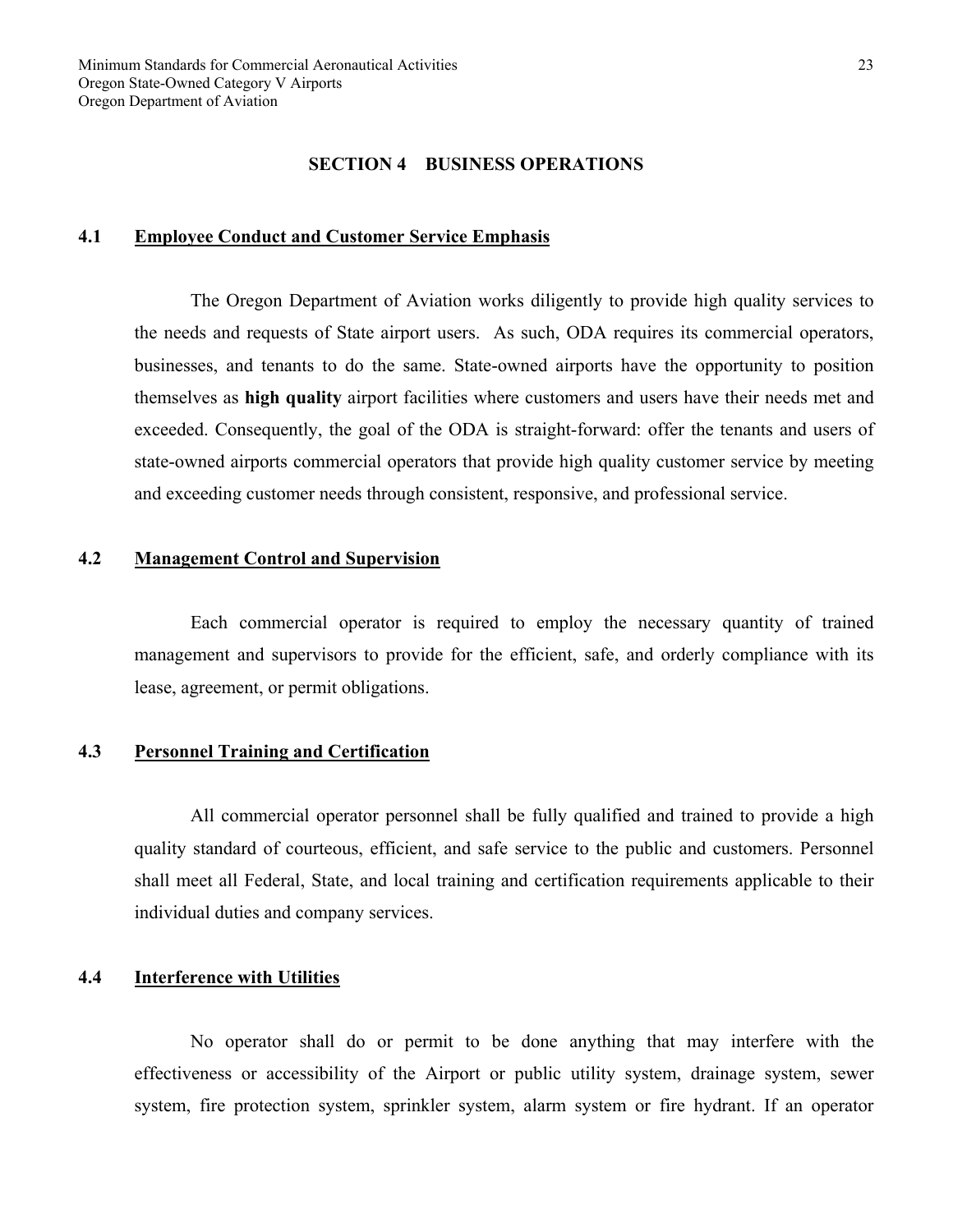# SECTION 4 BUSINESS OPERATIONS

## 4.1 Employee Conduct and Customer Service Emphasis

The Oregon Department of Aviation works diligently to provide high quality services to the needs and requests of State airport users. As such, ODA requires its commercial operators, businesses, and tenants to do the same. State-owned airports have the opportunity to position themselves as **high quality** airport facilities where customers and users have their needs met and exceeded. Consequently, the goal of the ODA is straight-forward: offer the tenants and users of state-owned airports commercial operators that provide high quality customer service by meeting and exceeding customer needs through consistent, responsive, and professional service.

## 4.2 Management Control and Supervision

Each commercial operator is required to employ the necessary quantity of trained management and supervisors to provide for the efficient, safe, and orderly compliance with its lease, agreement, or permit obligations.

## 4.3 Personnel Training and Certification

All commercial operator personnel shall be fully qualified and trained to provide a high quality standard of courteous, efficient, and safe service to the public and customers. Personnel shall meet all Federal, State, and local training and certification requirements applicable to their individual duties and company services.

## 4.4 Interference with Utilities

No operator shall do or permit to be done anything that may interfere with the effectiveness or accessibility of the Airport or public utility system, drainage system, sewer system, fire protection system, sprinkler system, alarm system or fire hydrant. If an operator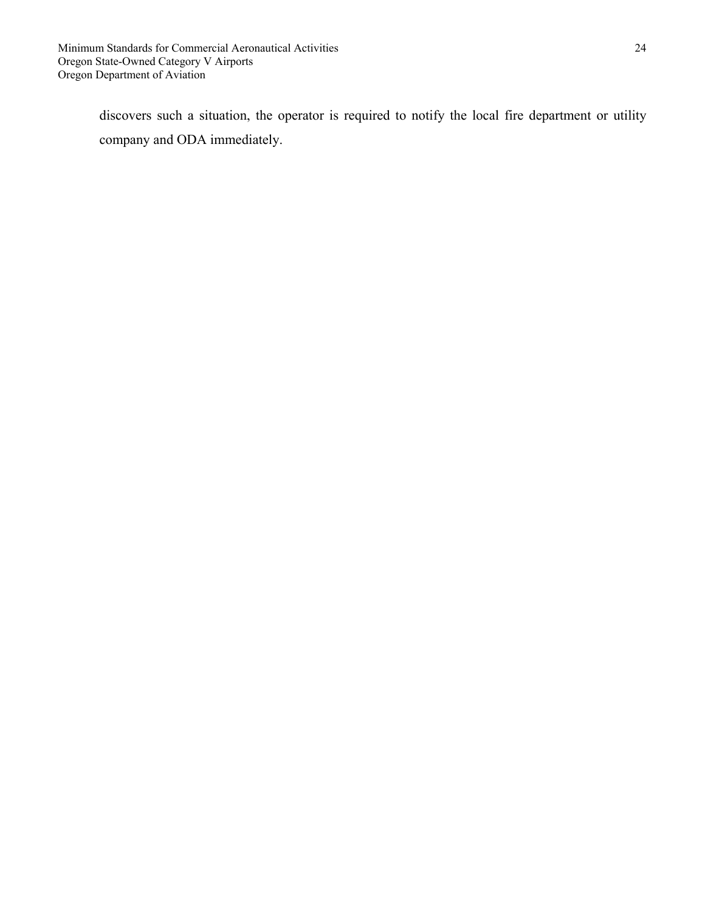discovers such a situation, the operator is required to notify the local fire department or utility company and ODA immediately.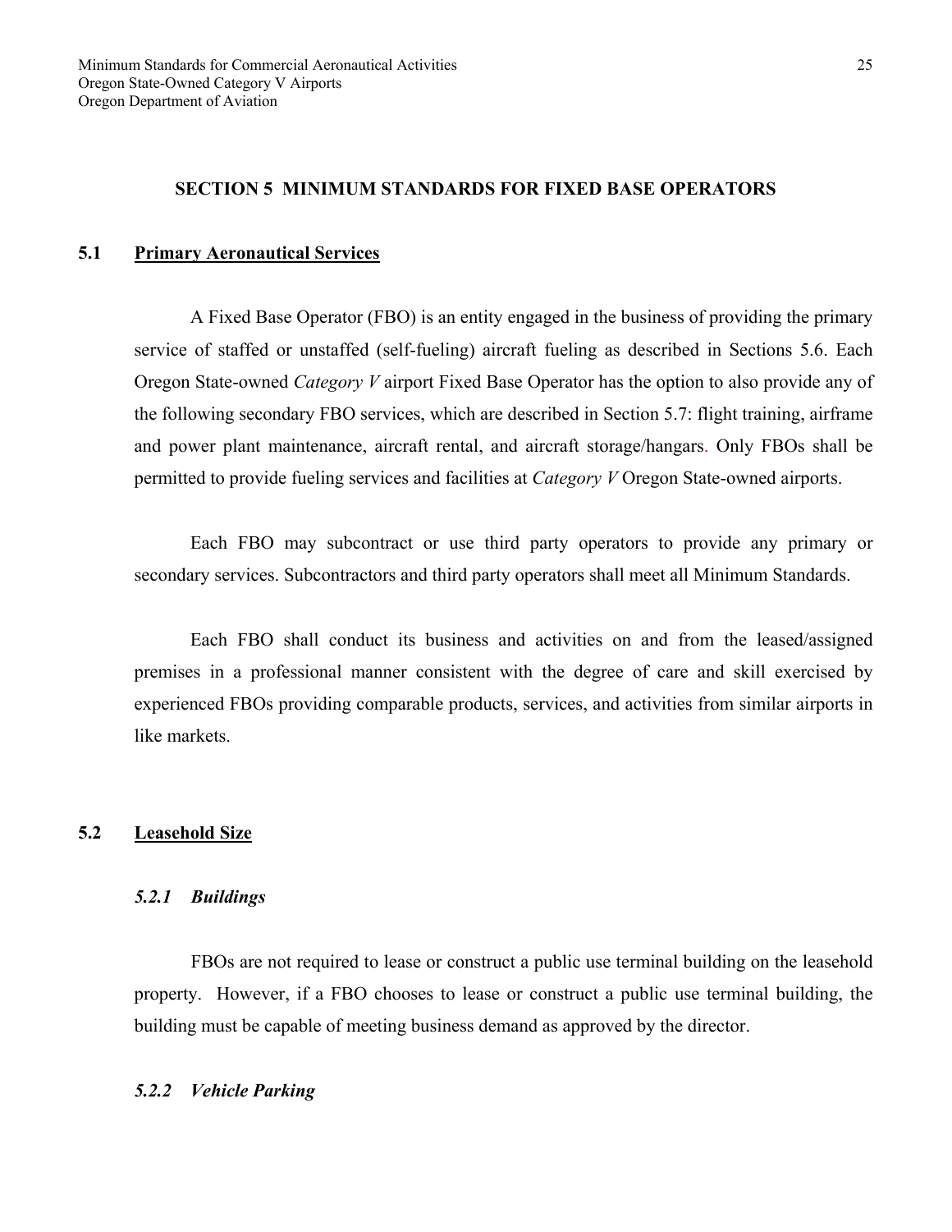## SECTION 5 MINIMUM STANDARDS FOR FIXED BASE OPERATORS

### 5.1 Primary Aeronautical Services

A Fixed Base Operator (FBO) is an entity engaged in the business of providing the primary service of staffed or unstaffed (self-fueling) aircraft fueling as described in Sections 5.6. Each Oregon State-owned *Category V* airport Fixed Base Operator has the option to also provide any of the following secondary FBO services, which are described in Section 5.7: flight training, airframe and power plant maintenance, aircraft rental, and aircraft storage/hangars. Only FBOs shall be permitted to provide fueling services and facilities at *Category V* Oregon State-owned airports.

Each FBO may subcontract or use third party operators to provide any primary or secondary services. Subcontractors and third party operators shall meet all Minimum Standards.

Each FBO shall conduct its business and activities on and from the leased/assigned premises in a professional manner consistent with the degree of care and skill exercised by experienced FBOs providing comparable products, services, and activities from similar airports in like markets.

### 5.2 Leasehold Size

#### *5.2.1 Buildings*

FBOs are not required to lease or construct a public use terminal building on the leasehold property. However, if a FBO chooses to lease or construct a public use terminal building, the building must be capable of meeting business demand as approved by the director.

#### *5.2.2 Vehicle Parking*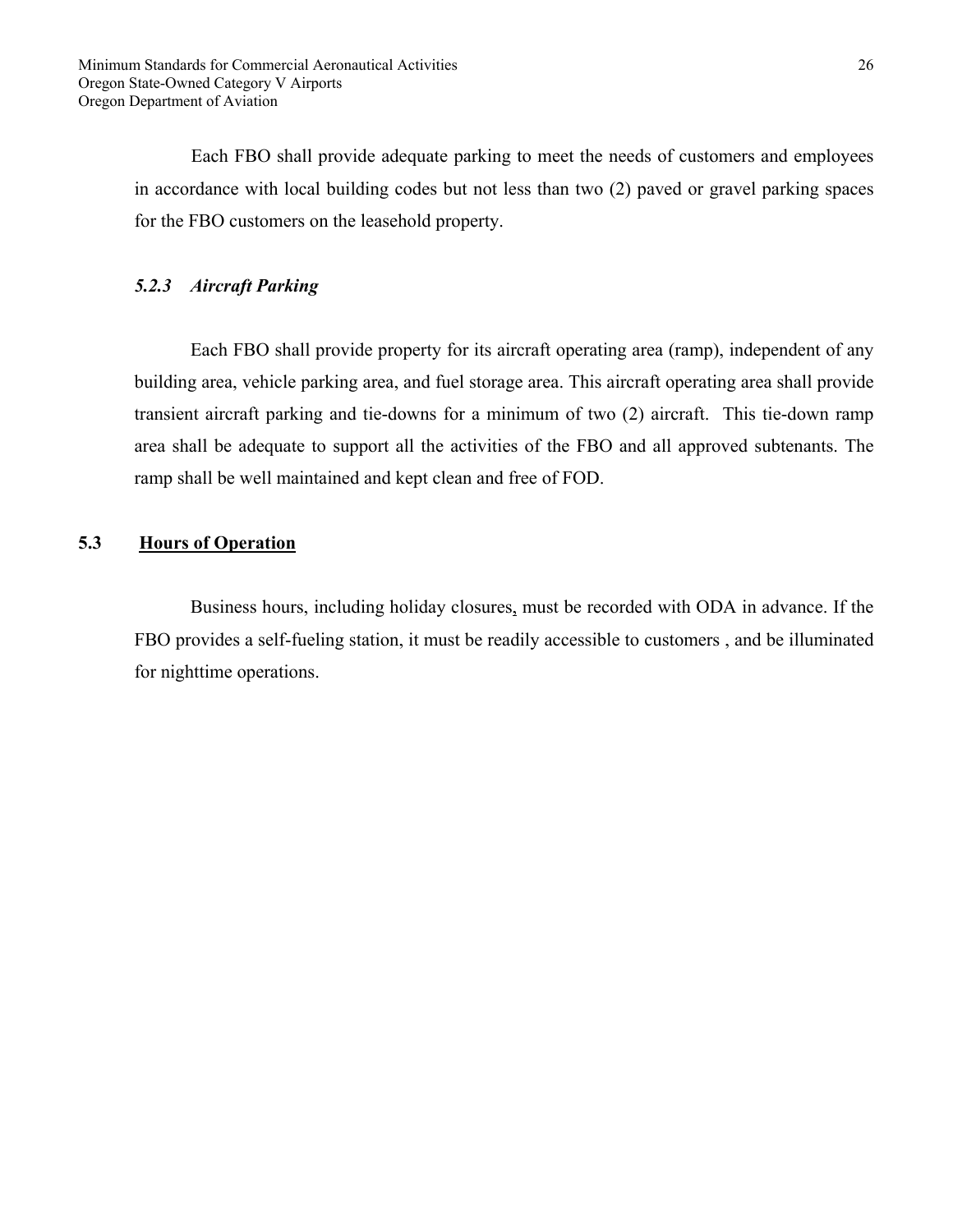Each FBO shall provide adequate parking to meet the needs of customers and employees in accordance with local building codes but not less than two (2) paved or gravel parking spaces for the FBO customers on the leasehold property.

### *5.2.3 Aircraft Parking*

Each FBO shall provide property for its aircraft operating area (ramp), independent of any building area, vehicle parking area, and fuel storage area. This aircraft operating area shall provide transient aircraft parking and tie-downs for a minimum of two (2) aircraft. This tie-down ramp area shall be adequate to support all the activities of the FBO and all approved subtenants. The ramp shall be well maintained and kept clean and free of FOD.

## 5.3 Hours of Operation

Business hours, including holiday closures, must be recorded with ODA in advance. If the FBO provides a self-fueling station, it must be readily accessible to customers , and be illuminated for nighttime operations.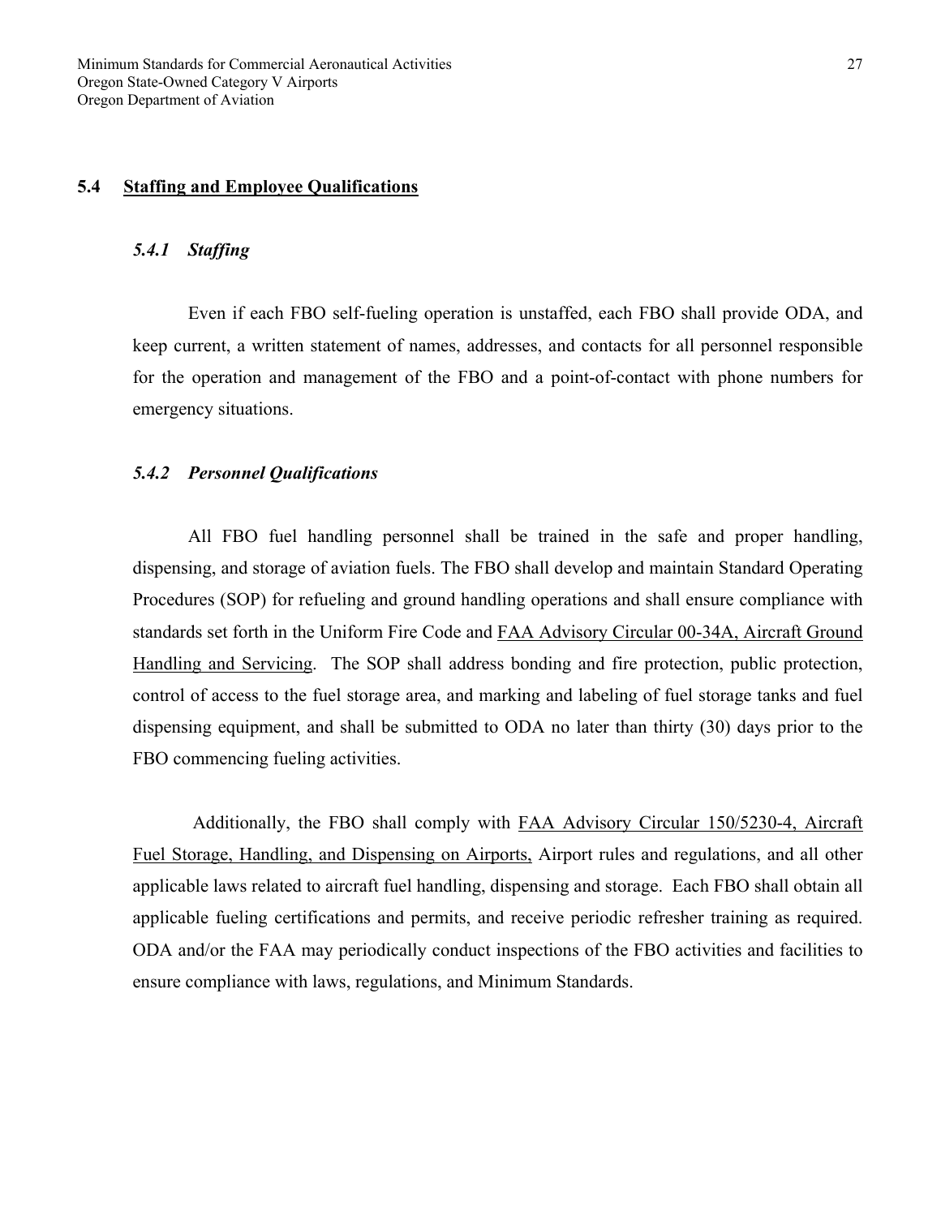## 5.4 Staffing and Employee Qualifications

### *5.4.1 Staffing*

Even if each FBO self-fueling operation is unstaffed, each FBO shall provide ODA, and keep current, a written statement of names, addresses, and contacts for all personnel responsible for the operation and management of the FBO and a point-of-contact with phone numbers for emergency situations.

### *5.4.2 Personnel Qualifications*

All FBO fuel handling personnel shall be trained in the safe and proper handling, dispensing, and storage of aviation fuels. The FBO shall develop and maintain Standard Operating Procedures (SOP) for refueling and ground handling operations and shall ensure compliance with standards set forth in the Uniform Fire Code and FAA Advisory Circular 00-34A, Aircraft Ground Handling and Servicing. The SOP shall address bonding and fire protection, public protection, control of access to the fuel storage area, and marking and labeling of fuel storage tanks and fuel dispensing equipment, and shall be submitted to ODA no later than thirty (30) days prior to the FBO commencing fueling activities.

Additionally, the FBO shall comply with FAA Advisory Circular 150/5230-4, Aircraft Fuel Storage, Handling, and Dispensing on Airports, Airport rules and regulations, and all other applicable laws related to aircraft fuel handling, dispensing and storage. Each FBO shall obtain all applicable fueling certifications and permits, and receive periodic refresher training as required. ODA and/or the FAA may periodically conduct inspections of the FBO activities and facilities to ensure compliance with laws, regulations, and Minimum Standards.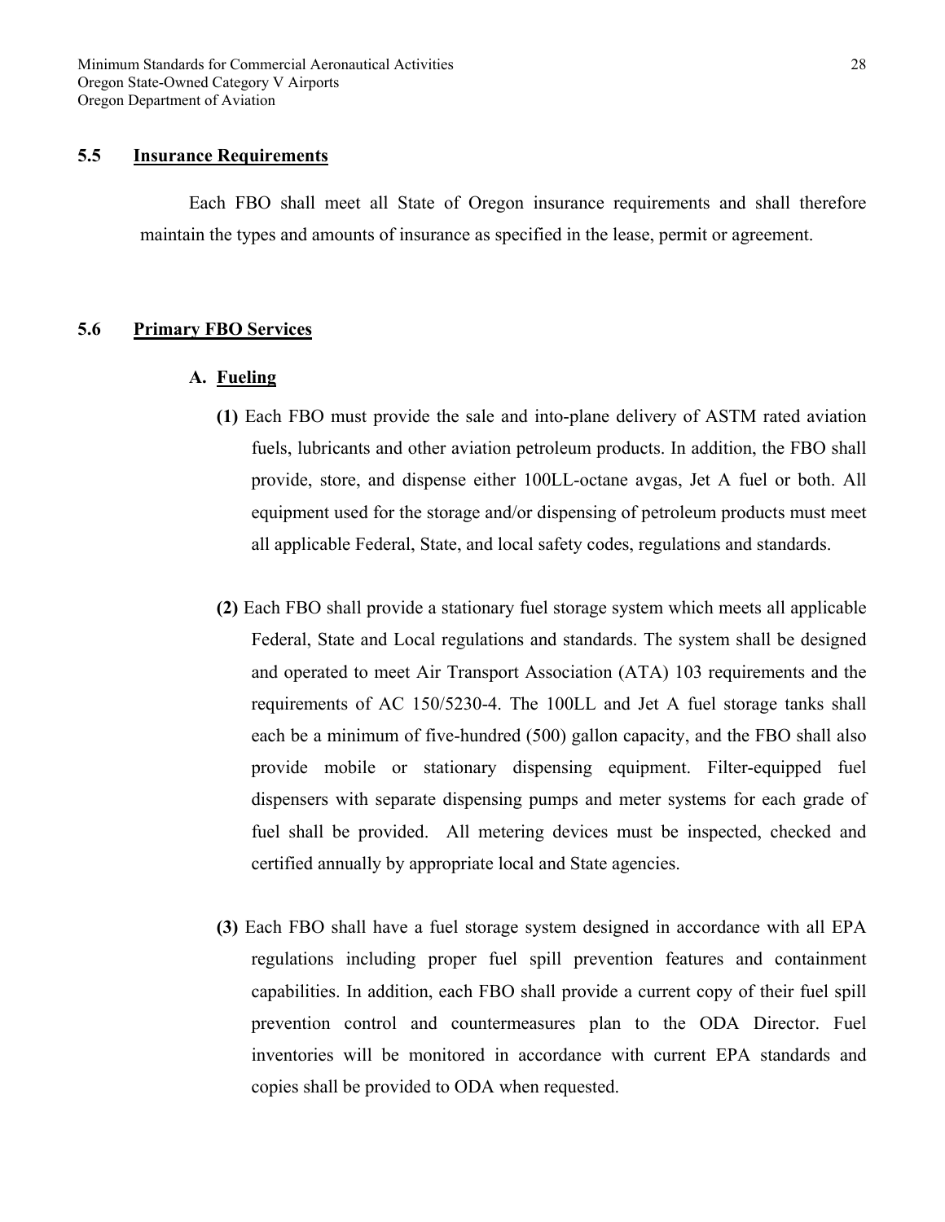## 5.5 Insurance Requirements

Each FBO shall meet all State of Oregon insurance requirements and shall therefore maintain the types and amounts of insurance as specified in the lease, permit or agreement.

## 5.6 Primary FBO Services

### A. Fueling

**(1)** Each FBO must provide the sale and into-plane delivery of ASTM rated aviation fuels, lubricants and other aviation petroleum products. In addition, the FBO shall provide, store, and dispense either 100LL-octane avgas, Jet A fuel or both. All equipment used for the storage and/or dispensing of petroleum products must meet all applicable Federal, State, and local safety codes, regulations and standards.

**(2)** Each FBO shall provide a stationary fuel storage system which meets all applicable Federal, State and Local regulations and standards. The system shall be designed and operated to meet Air Transport Association (ATA) 103 requirements and the requirements of AC 150/5230-4. The 100LL and Jet A fuel storage tanks shall each be a minimum of five-hundred (500) gallon capacity, and the FBO shall also provide mobile or stationary dispensing equipment. Filter-equipped fuel dispensers with separate dispensing pumps and meter systems for each grade of fuel shall be provided. All metering devices must be inspected, checked and certified annually by appropriate local and State agencies.

**(3)** Each FBO shall have a fuel storage system designed in accordance with all EPA regulations including proper fuel spill prevention features and containment capabilities. In addition, each FBO shall provide a current copy of their fuel spill prevention control and countermeasures plan to the ODA Director. Fuel inventories will be monitored in accordance with current EPA standards and copies shall be provided to ODA when requested.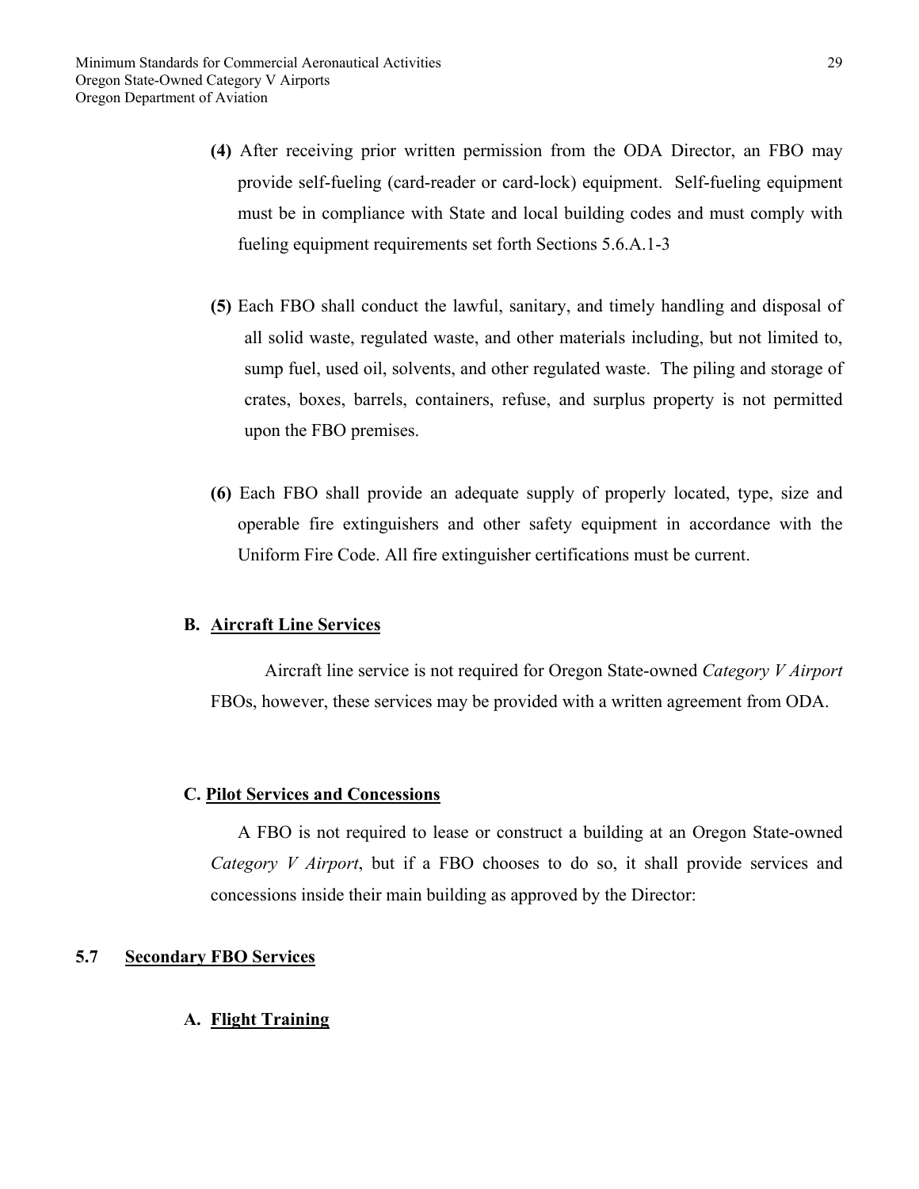**(4)** After receiving prior written permission from the ODA Director, an FBO may provide self-fueling (card-reader or card-lock) equipment. Self-fueling equipment must be in compliance with State and local building codes and must comply with fueling equipment requirements set forth Sections 5.6.A.1-3

**(5)** Each FBO shall conduct the lawful, sanitary, and timely handling and disposal of all solid waste, regulated waste, and other materials including, but not limited to, sump fuel, used oil, solvents, and other regulated waste. The piling and storage of crates, boxes, barrels, containers, refuse, and surplus property is not permitted upon the FBO premises.

**(6)** Each FBO shall provide an adequate supply of properly located, type, size and operable fire extinguishers and other safety equipment in accordance with the Uniform Fire Code. All fire extinguisher certifications must be current.

**B. Aircraft Line Services**

Aircraft line service is not required for Oregon State-owned *Category V Airport* FBOs, however, these services may be provided with a written agreement from ODA.

**C. Pilot Services and Concessions**

A FBO is not required to lease or construct a building at an Oregon State-owned *Category V Airport*, but if a FBO chooses to do so, it shall provide services and concessions inside their main building as approved by the Director:

## 5.7 Secondary FBO Services

**A. Flight Training**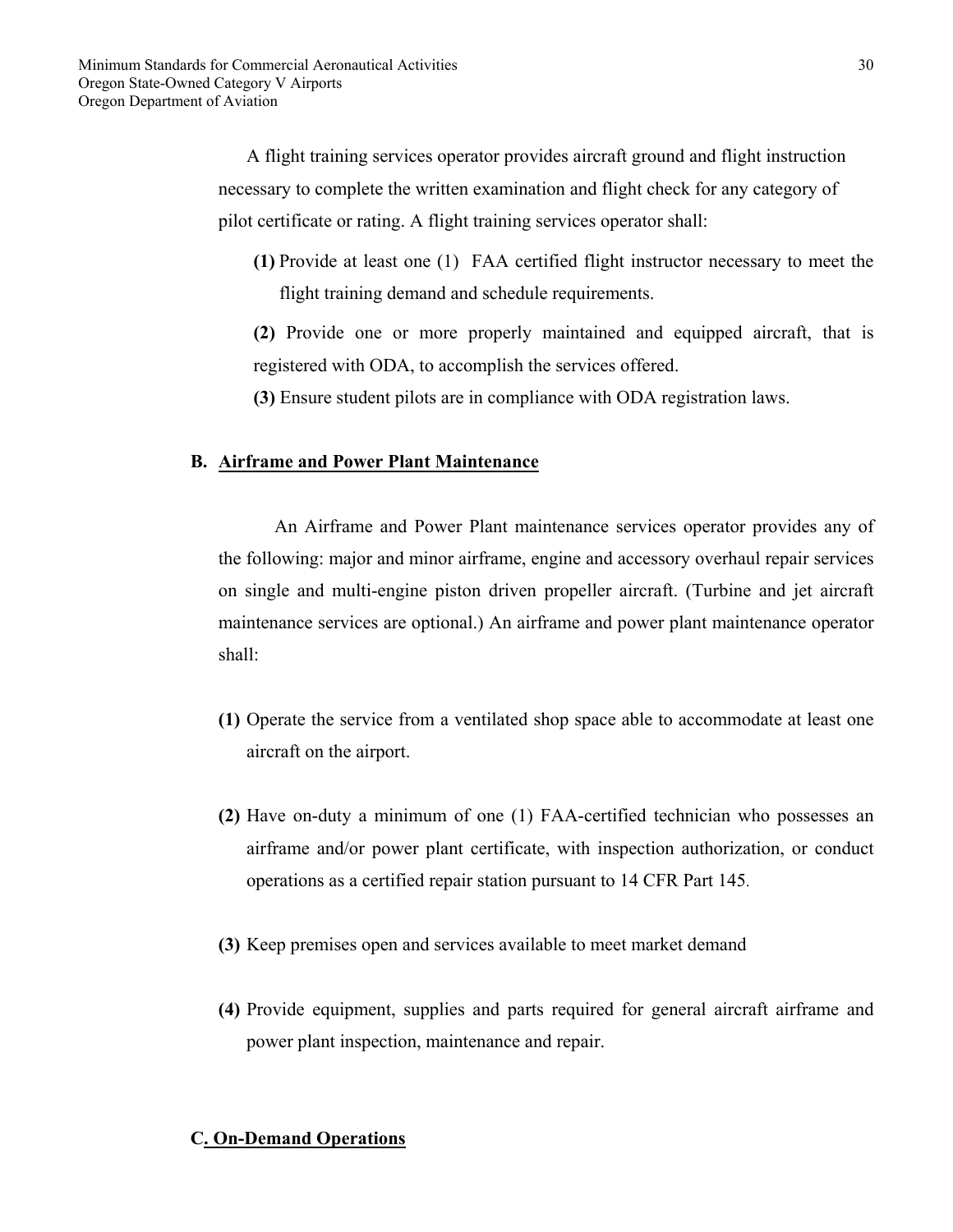A flight training services operator provides aircraft ground and flight instruction necessary to complete the written examination and flight check for any category of pilot certificate or rating. A flight training services operator shall:

**(1)** Provide at least one (1) FAA certified flight instructor necessary to meet the flight training demand and schedule requirements.

**(2)** Provide one or more properly maintained and equipped aircraft, that is registered with ODA, to accomplish the services offered.

**(3)** Ensure student pilots are in compliance with ODA registration laws.

### B. Airframe and Power Plant Maintenance

An Airframe and Power Plant maintenance services operator provides any of the following: major and minor airframe, engine and accessory overhaul repair services on single and multi-engine piston driven propeller aircraft. (Turbine and jet aircraft maintenance services are optional.) An airframe and power plant maintenance operator shall:

**(1)** Operate the service from a ventilated shop space able to accommodate at least one aircraft on the airport.

**(2)** Have on-duty a minimum of one (1) FAA-certified technician who possesses an airframe and/or power plant certificate, with inspection authorization, or conduct operations as a certified repair station pursuant to 14 CFR Part 145.

**(3)** Keep premises open and services available to meet market demand

**(4)** Provide equipment, supplies and parts required for general aircraft airframe and power plant inspection, maintenance and repair.

### C. On-Demand Operations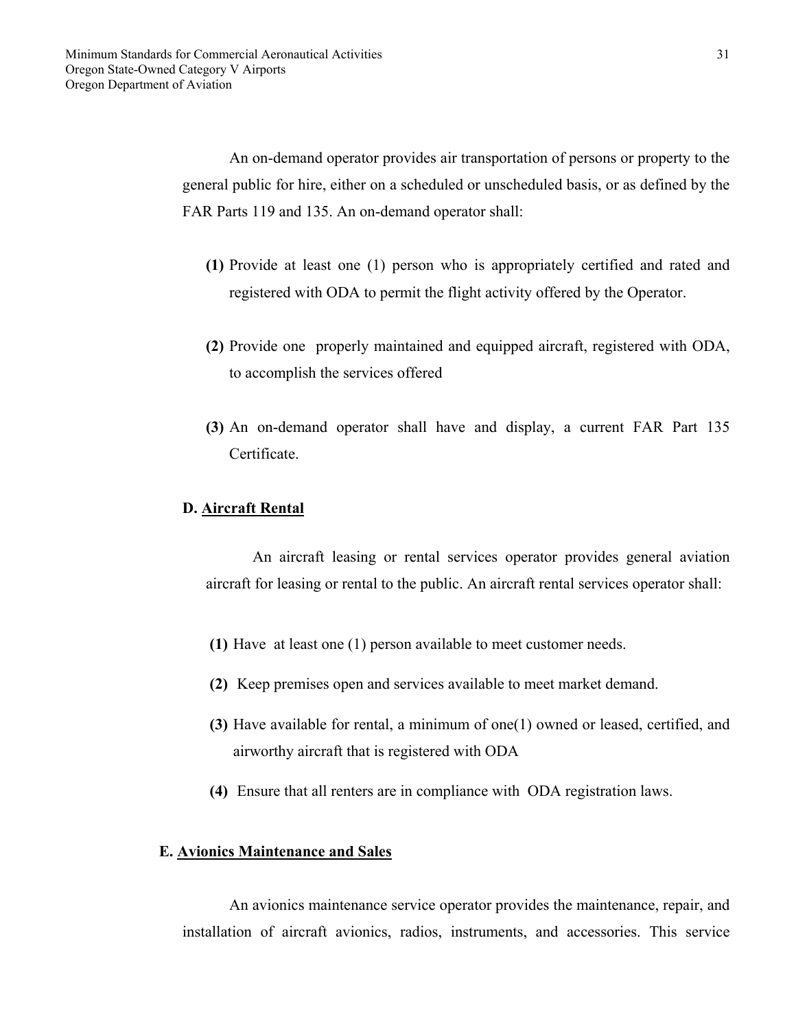An on-demand operator provides air transportation of persons or property to the general public for hire, either on a scheduled or unscheduled basis, or as defined by the FAR Parts 119 and 135. An on-demand operator shall:

**(1)** Provide at least one (1) person who is appropriately certified and rated and registered with ODA to permit the flight activity offered by the Operator.

**(2)** Provide one properly maintained and equipped aircraft, registered with ODA, to accomplish the services offered

**(3)** An on-demand operator shall have and display, a current FAR Part 135 Certificate.

**D. <u>Aircraft Rental</u>**

An aircraft leasing or rental services operator provides general aviation aircraft for leasing or rental to the public. An aircraft rental services operator shall:

**(1)** Have at least one (1) person available to meet customer needs.

**(2)** Keep premises open and services available to meet market demand.

**(3)** Have available for rental, a minimum of one(1) owned or leased, certified, and airworthy aircraft that is registered with ODA

**(4)** Ensure that all renters are in compliance with ODA registration laws.

**E. <u>Avionics Maintenance and Sales</u>**

An avionics maintenance service operator provides the maintenance, repair, and installation of aircraft avionics, radios, instruments, and accessories. This service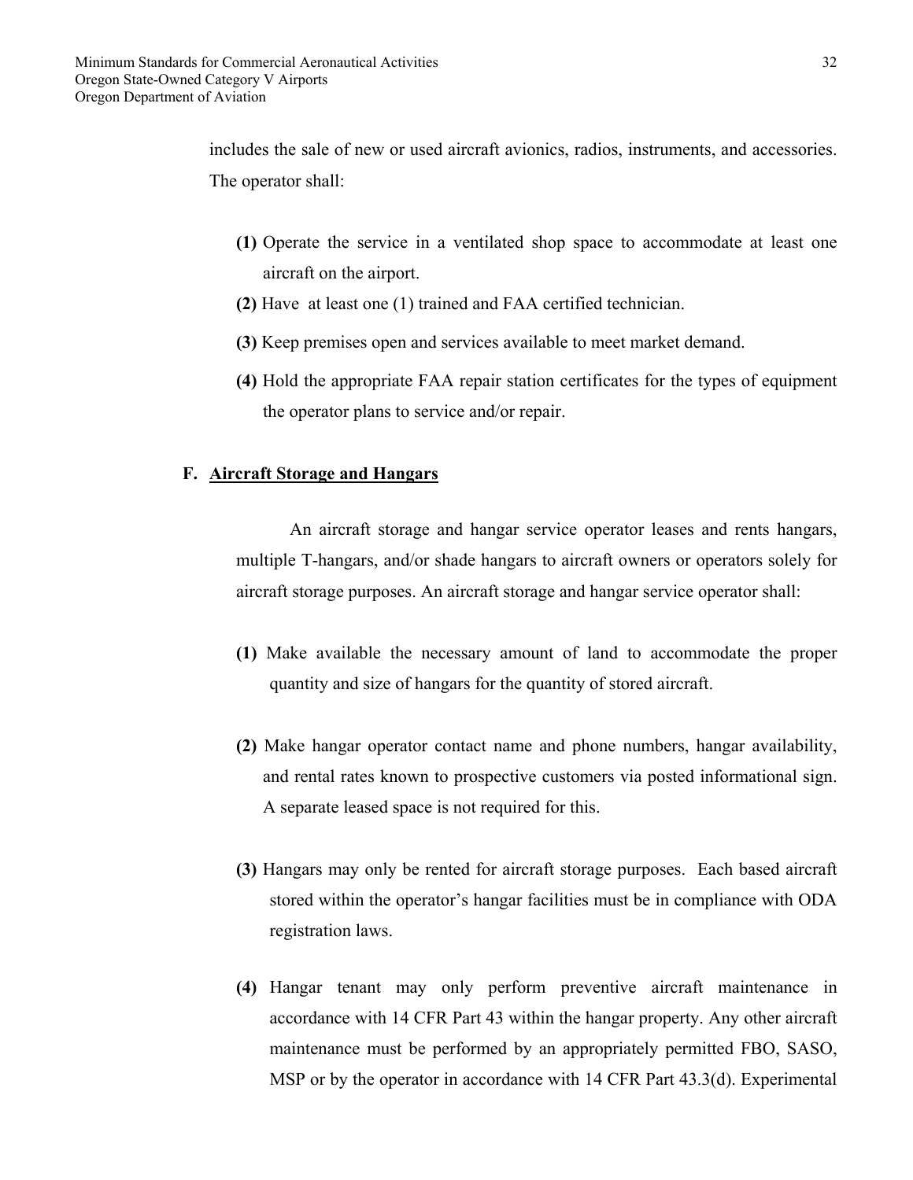includes the sale of new or used aircraft avionics, radios, instruments, and accessories. The operator shall:

**(1)** Operate the service in a ventilated shop space to accommodate at least one aircraft on the airport.

**(2)** Have at least one (1) trained and FAA certified technician.

**(3)** Keep premises open and services available to meet market demand.

**(4)** Hold the appropriate FAA repair station certificates for the types of equipment the operator plans to service and/or repair.

## F. Aircraft Storage and Hangars

An aircraft storage and hangar service operator leases and rents hangars, multiple T-hangars, and/or shade hangars to aircraft owners or operators solely for aircraft storage purposes. An aircraft storage and hangar service operator shall:

**(1)** Make available the necessary amount of land to accommodate the proper quantity and size of hangars for the quantity of stored aircraft.

**(2)** Make hangar operator contact name and phone numbers, hangar availability, and rental rates known to prospective customers via posted informational sign. A separate leased space is not required for this.

**(3)** Hangars may only be rented for aircraft storage purposes. Each based aircraft stored within the operator's hangar facilities must be in compliance with ODA registration laws.

**(4)** Hangar tenant may only perform preventive aircraft maintenance in accordance with 14 CFR Part 43 within the hangar property. Any other aircraft maintenance must be performed by an appropriately permitted FBO, SASO, MSP or by the operator in accordance with 14 CFR Part 43.3(d). Experimental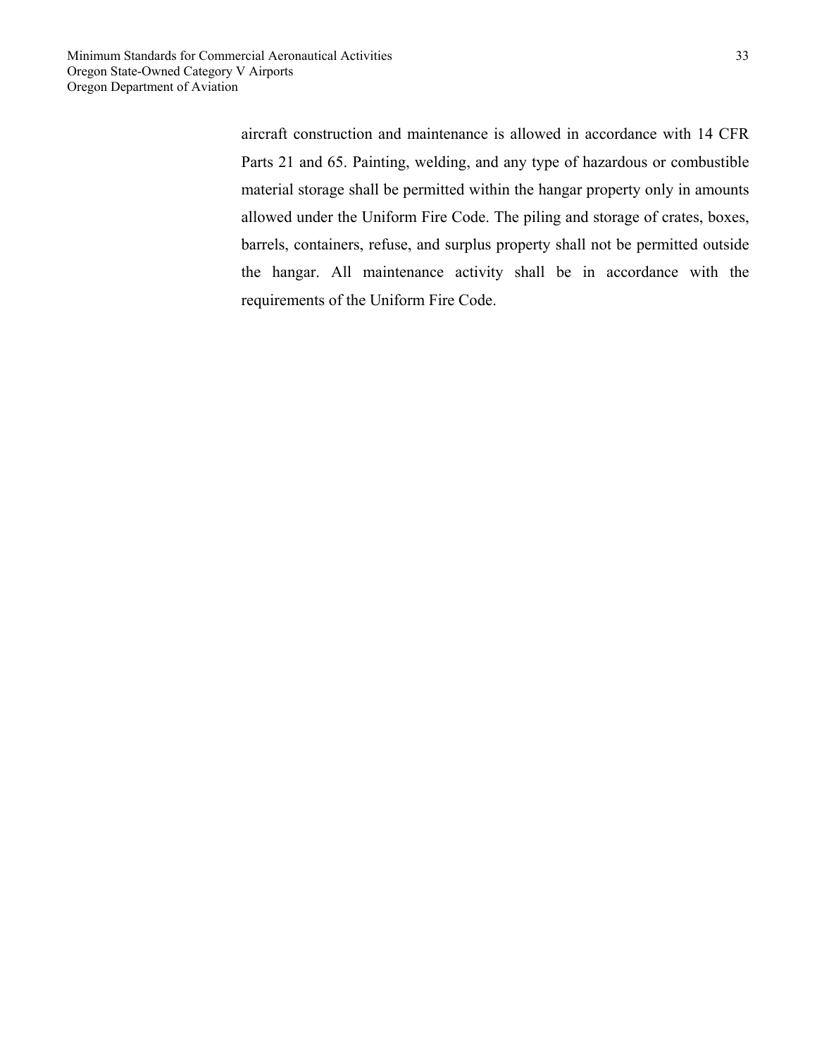aircraft construction and maintenance is allowed in accordance with 14 CFR Parts 21 and 65. Painting, welding, and any type of hazardous or combustible material storage shall be permitted within the hangar property only in amounts allowed under the Uniform Fire Code. The piling and storage of crates, boxes, barrels, containers, refuse, and surplus property shall not be permitted outside the hangar. All maintenance activity shall be in accordance with the requirements of the Uniform Fire Code.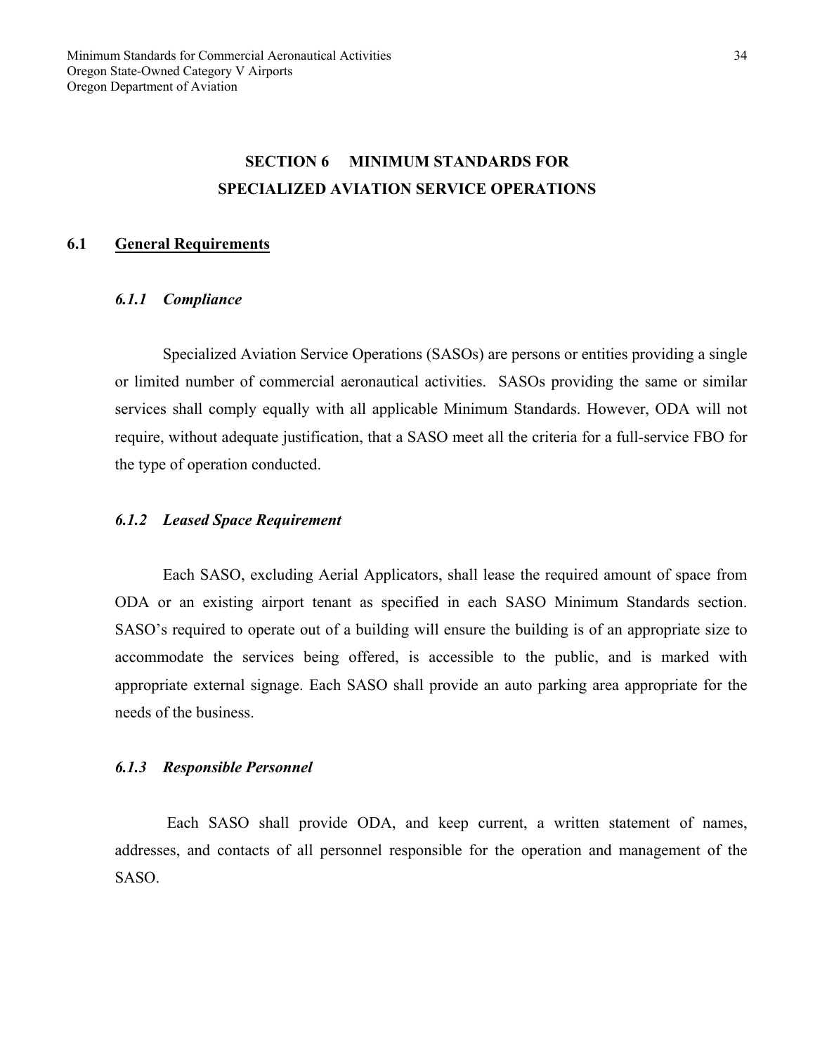# SECTION 6 MINIMUM STANDARDS FOR SPECIALIZED AVIATION SERVICE OPERATIONS

## 6.1 General Requirements

### *6.1.1 Compliance*

Specialized Aviation Service Operations (SASOs) are persons or entities providing a single or limited number of commercial aeronautical activities. SASOs providing the same or similar services shall comply equally with all applicable Minimum Standards. However, ODA will not require, without adequate justification, that a SASO meet all the criteria for a full-service FBO for the type of operation conducted.

### *6.1.2 Leased Space Requirement*

Each SASO, excluding Aerial Applicators, shall lease the required amount of space from ODA or an existing airport tenant as specified in each SASO Minimum Standards section. SASO's required to operate out of a building will ensure the building is of an appropriate size to accommodate the services being offered, is accessible to the public, and is marked with appropriate external signage. Each SASO shall provide an auto parking area appropriate for the needs of the business.

### *6.1.3 Responsible Personnel*

Each SASO shall provide ODA, and keep current, a written statement of names, addresses, and contacts of all personnel responsible for the operation and management of the SASO.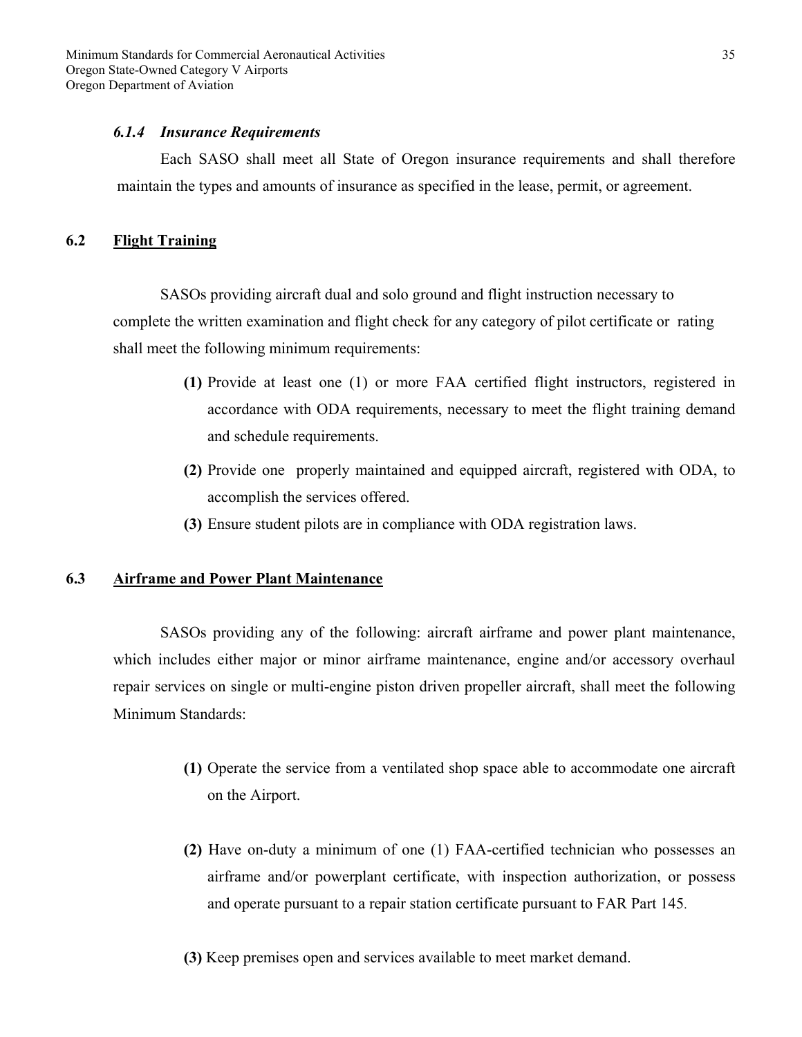#### *6.1.4 Insurance Requirements*

Each SASO shall meet all State of Oregon insurance requirements and shall therefore maintain the types and amounts of insurance as specified in the lease, permit, or agreement.

### 6.2 Flight Training

SASOs providing aircraft dual and solo ground and flight instruction necessary to complete the written examination and flight check for any category of pilot certificate or rating shall meet the following minimum requirements:

**(1)** Provide at least one (1) or more FAA certified flight instructors, registered in accordance with ODA requirements, necessary to meet the flight training demand and schedule requirements.

**(2)** Provide one properly maintained and equipped aircraft, registered with ODA, to accomplish the services offered.

**(3)** Ensure student pilots are in compliance with ODA registration laws.

### 6.3 Airframe and Power Plant Maintenance

SASOs providing any of the following: aircraft airframe and power plant maintenance, which includes either major or minor airframe maintenance, engine and/or accessory overhaul repair services on single or multi-engine piston driven propeller aircraft, shall meet the following Minimum Standards:

**(1)** Operate the service from a ventilated shop space able to accommodate one aircraft on the Airport.

**(2)** Have on-duty a minimum of one (1) FAA-certified technician who possesses an airframe and/or powerplant certificate, with inspection authorization, or possess and operate pursuant to a repair station certificate pursuant to FAR Part 145.

**(3)** Keep premises open and services available to meet market demand.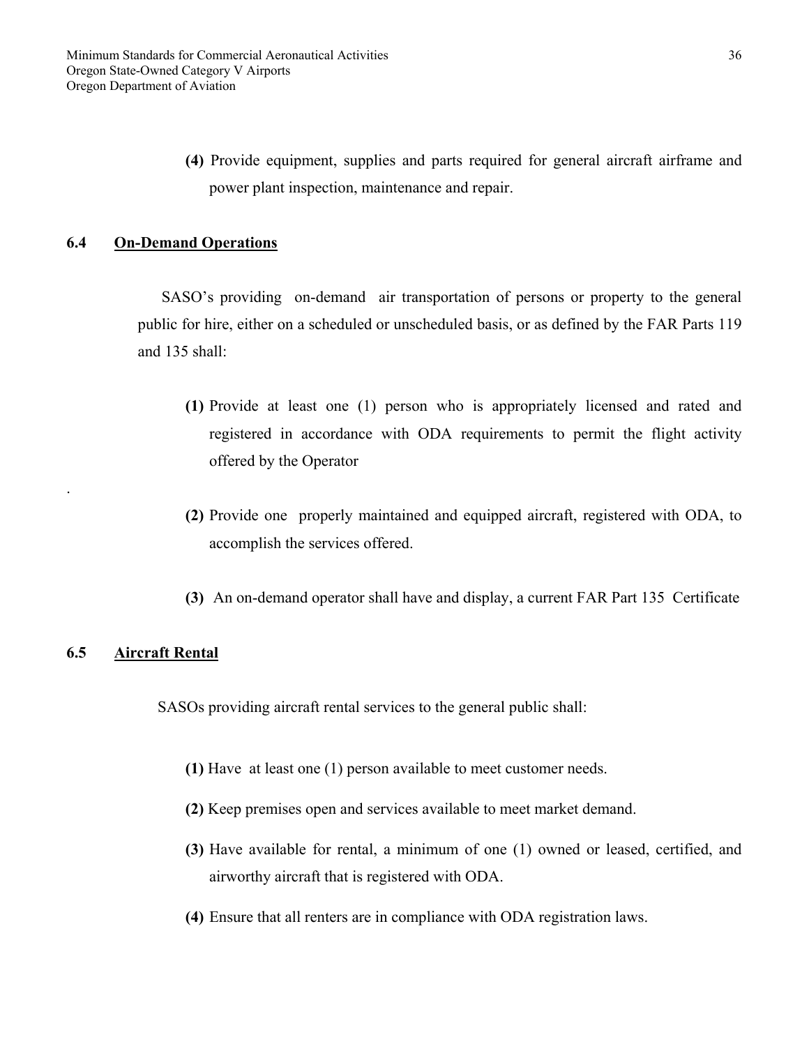**(4)** Provide equipment, supplies and parts required for general aircraft airframe and power plant inspection, maintenance and repair.

## 6.4 On-Demand Operations

SASO's providing on-demand air transportation of persons or property to the general public for hire, either on a scheduled or unscheduled basis, or as defined by the FAR Parts 119 and 135 shall:

**(1)** Provide at least one (1) person who is appropriately licensed and rated and registered in accordance with ODA requirements to permit the flight activity offered by the Operator

.

**(2)** Provide one properly maintained and equipped aircraft, registered with ODA, to accomplish the services offered.

**(3)** An on-demand operator shall have and display, a current FAR Part 135 Certificate

## 6.5 Aircraft Rental

SASOs providing aircraft rental services to the general public shall:

**(1)** Have at least one (1) person available to meet customer needs.

**(2)** Keep premises open and services available to meet market demand.

**(3)** Have available for rental, a minimum of one (1) owned or leased, certified, and airworthy aircraft that is registered with ODA.

**(4)** Ensure that all renters are in compliance with ODA registration laws.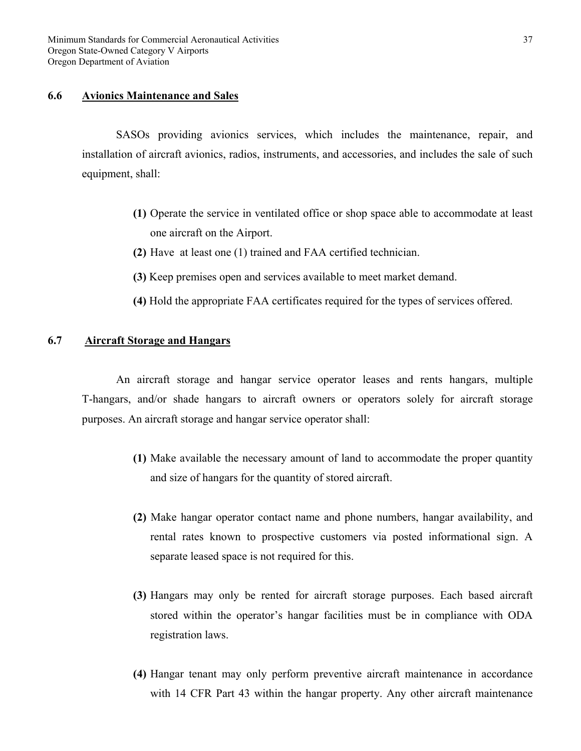## 6.6 Avionics Maintenance and Sales

SASOs providing avionics services, which includes the maintenance, repair, and installation of aircraft avionics, radios, instruments, and accessories, and includes the sale of such equipment, shall:

- **(1)** Operate the service in ventilated office or shop space able to accommodate at least one aircraft on the Airport.
- **(2)** Have at least one (1) trained and FAA certified technician.
- **(3)** Keep premises open and services available to meet market demand.
- **(4)** Hold the appropriate FAA certificates required for the types of services offered.

## 6.7 Aircraft Storage and Hangars

An aircraft storage and hangar service operator leases and rents hangars, multiple T-hangars, and/or shade hangars to aircraft owners or operators solely for aircraft storage purposes. An aircraft storage and hangar service operator shall:

- **(1)** Make available the necessary amount of land to accommodate the proper quantity and size of hangars for the quantity of stored aircraft.

- **(2)** Make hangar operator contact name and phone numbers, hangar availability, and rental rates known to prospective customers via posted informational sign. A separate leased space is not required for this.

- **(3)** Hangars may only be rented for aircraft storage purposes. Each based aircraft stored within the operator's hangar facilities must be in compliance with ODA registration laws.

- **(4)** Hangar tenant may only perform preventive aircraft maintenance in accordance with 14 CFR Part 43 within the hangar property. Any other aircraft maintenance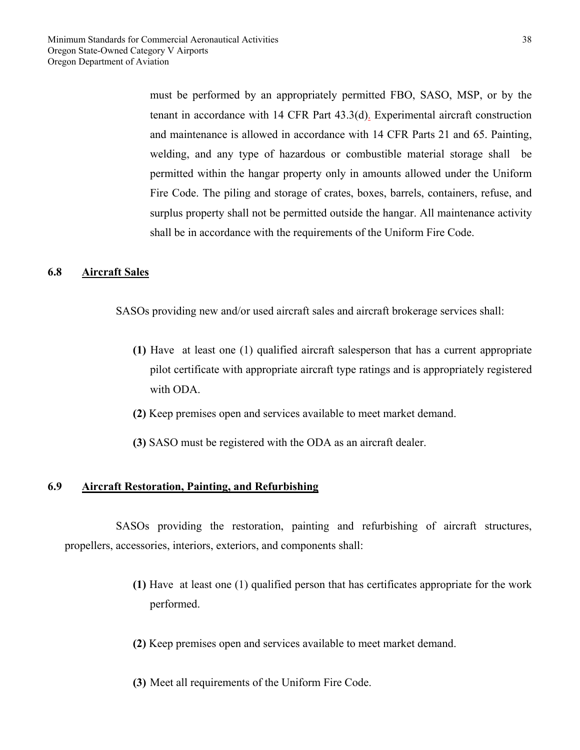must be performed by an appropriately permitted FBO, SASO, MSP, or by the tenant in accordance with 14 CFR Part 43.3(d). Experimental aircraft construction and maintenance is allowed in accordance with 14 CFR Parts 21 and 65. Painting, welding, and any type of hazardous or combustible material storage shall be permitted within the hangar property only in amounts allowed under the Uniform Fire Code. The piling and storage of crates, boxes, barrels, containers, refuse, and surplus property shall not be permitted outside the hangar. All maintenance activity shall be in accordance with the requirements of the Uniform Fire Code.

## 6.8 Aircraft Sales

SASOs providing new and/or used aircraft sales and aircraft brokerage services shall:

**(1)** Have at least one (1) qualified aircraft salesperson that has a current appropriate pilot certificate with appropriate aircraft type ratings and is appropriately registered with ODA.

**(2)** Keep premises open and services available to meet market demand.

**(3)** SASO must be registered with the ODA as an aircraft dealer.

## 6.9 Aircraft Restoration, Painting, and Refurbishing

SASOs providing the restoration, painting and refurbishing of aircraft structures, propellers, accessories, interiors, exteriors, and components shall:

**(1)** Have at least one (1) qualified person that has certificates appropriate for the work performed.

**(2)** Keep premises open and services available to meet market demand.

**(3)** Meet all requirements of the Uniform Fire Code.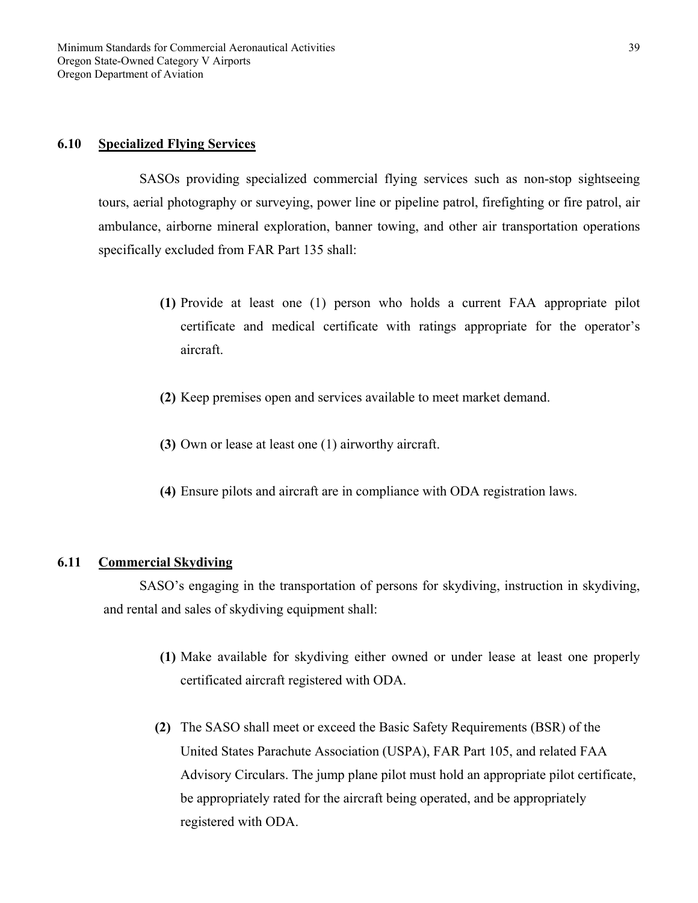### 6.10 Specialized Flying Services

SASOs providing specialized commercial flying services such as non-stop sightseeing tours, aerial photography or surveying, power line or pipeline patrol, firefighting or fire patrol, air ambulance, airborne mineral exploration, banner towing, and other air transportation operations specifically excluded from FAR Part 135 shall:

**(1)** Provide at least one (1) person who holds a current FAA appropriate pilot certificate and medical certificate with ratings appropriate for the operator's aircraft.

**(2)** Keep premises open and services available to meet market demand.

**(3)** Own or lease at least one (1) airworthy aircraft.

**(4)** Ensure pilots and aircraft are in compliance with ODA registration laws.

### 6.11 Commercial Skydiving

SASO's engaging in the transportation of persons for skydiving, instruction in skydiving, and rental and sales of skydiving equipment shall:

**(1)** Make available for skydiving either owned or under lease at least one properly certificated aircraft registered with ODA.

**(2)** The SASO shall meet or exceed the Basic Safety Requirements (BSR) of the United States Parachute Association (USPA), FAR Part 105, and related FAA Advisory Circulars. The jump plane pilot must hold an appropriate pilot certificate, be appropriately rated for the aircraft being operated, and be appropriately registered with ODA.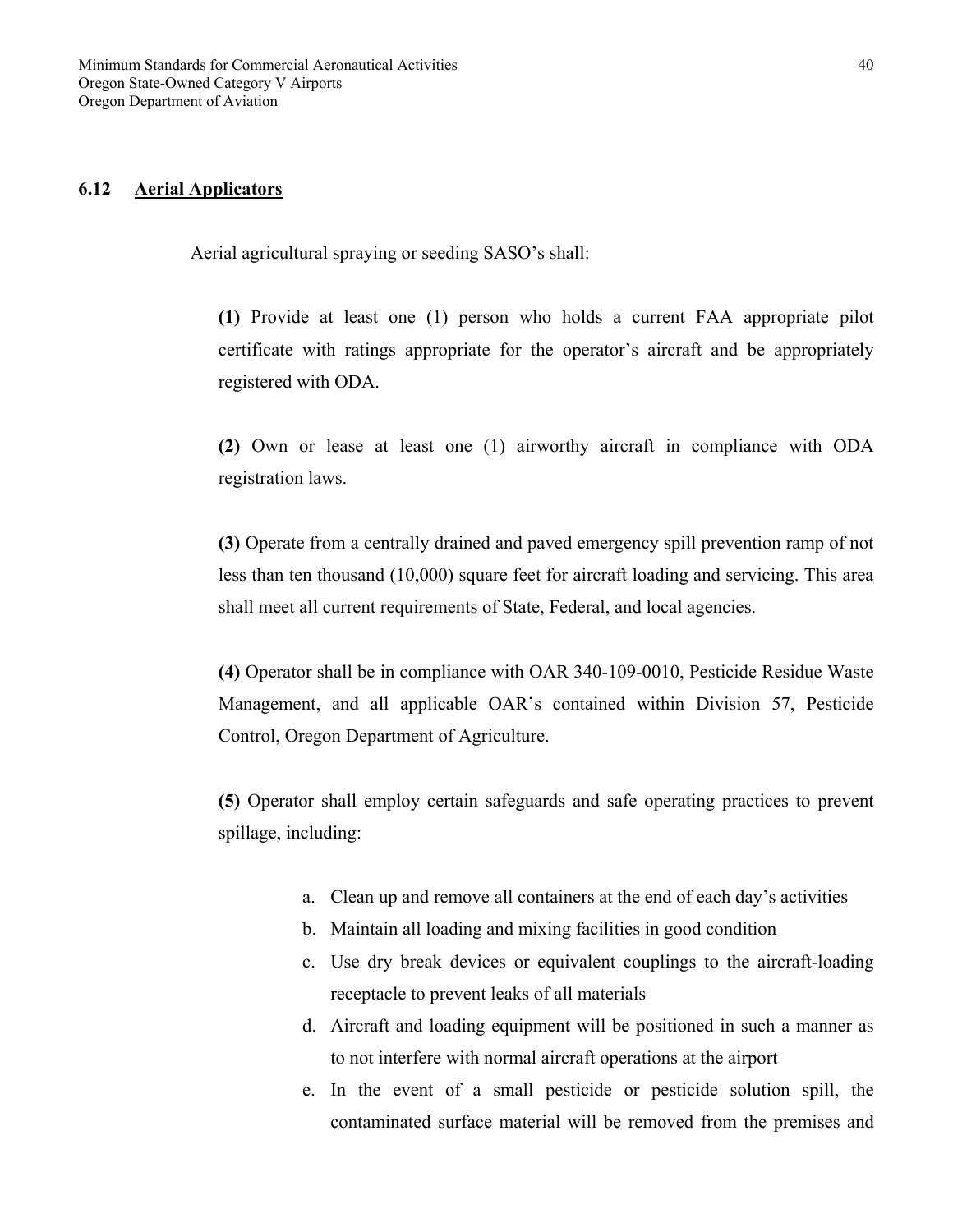### 6.12 Aerial Applicators

Aerial agricultural spraying or seeding SASO's shall:

**(1)** Provide at least one (1) person who holds a current FAA appropriate pilot certificate with ratings appropriate for the operator's aircraft and be appropriately registered with ODA.

**(2)** Own or lease at least one (1) airworthy aircraft in compliance with ODA registration laws.

**(3)** Operate from a centrally drained and paved emergency spill prevention ramp of not less than ten thousand (10,000) square feet for aircraft loading and servicing. This area shall meet all current requirements of State, Federal, and local agencies.

**(4)** Operator shall be in compliance with OAR 340-109-0010, Pesticide Residue Waste Management, and all applicable OAR's contained within Division 57, Pesticide Control, Oregon Department of Agriculture.

**(5)** Operator shall employ certain safeguards and safe operating practices to prevent spillage, including:

a. Clean up and remove all containers at the end of each day's activities
b. Maintain all loading and mixing facilities in good condition
c. Use dry break devices or equivalent couplings to the aircraft-loading receptacle to prevent leaks of all materials
d. Aircraft and loading equipment will be positioned in such a manner as to not interfere with normal aircraft operations at the airport
e. In the event of a small pesticide or pesticide solution spill, the contaminated surface material will be removed from the premises and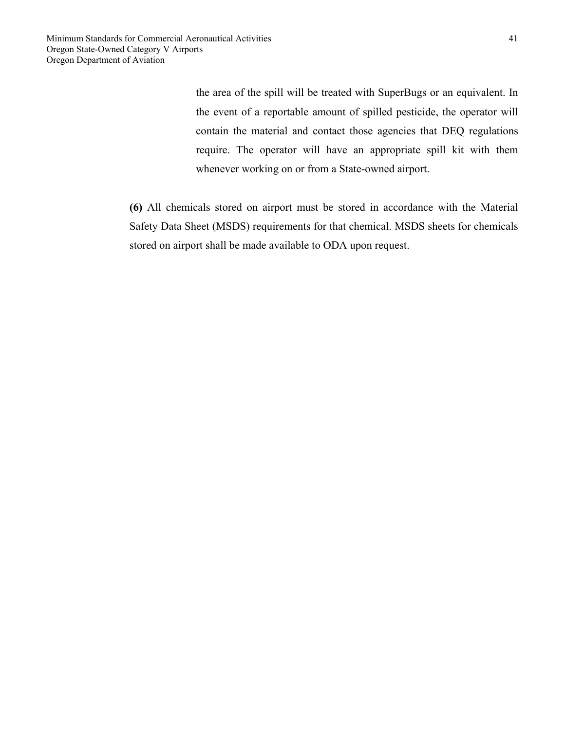the area of the spill will be treated with SuperBugs or an equivalent. In the event of a reportable amount of spilled pesticide, the operator will contain the material and contact those agencies that DEQ regulations require. The operator will have an appropriate spill kit with them whenever working on or from a State-owned airport.

**(6)** All chemicals stored on airport must be stored in accordance with the Material Safety Data Sheet (MSDS) requirements for that chemical. MSDS sheets for chemicals stored on airport shall be made available to ODA upon request.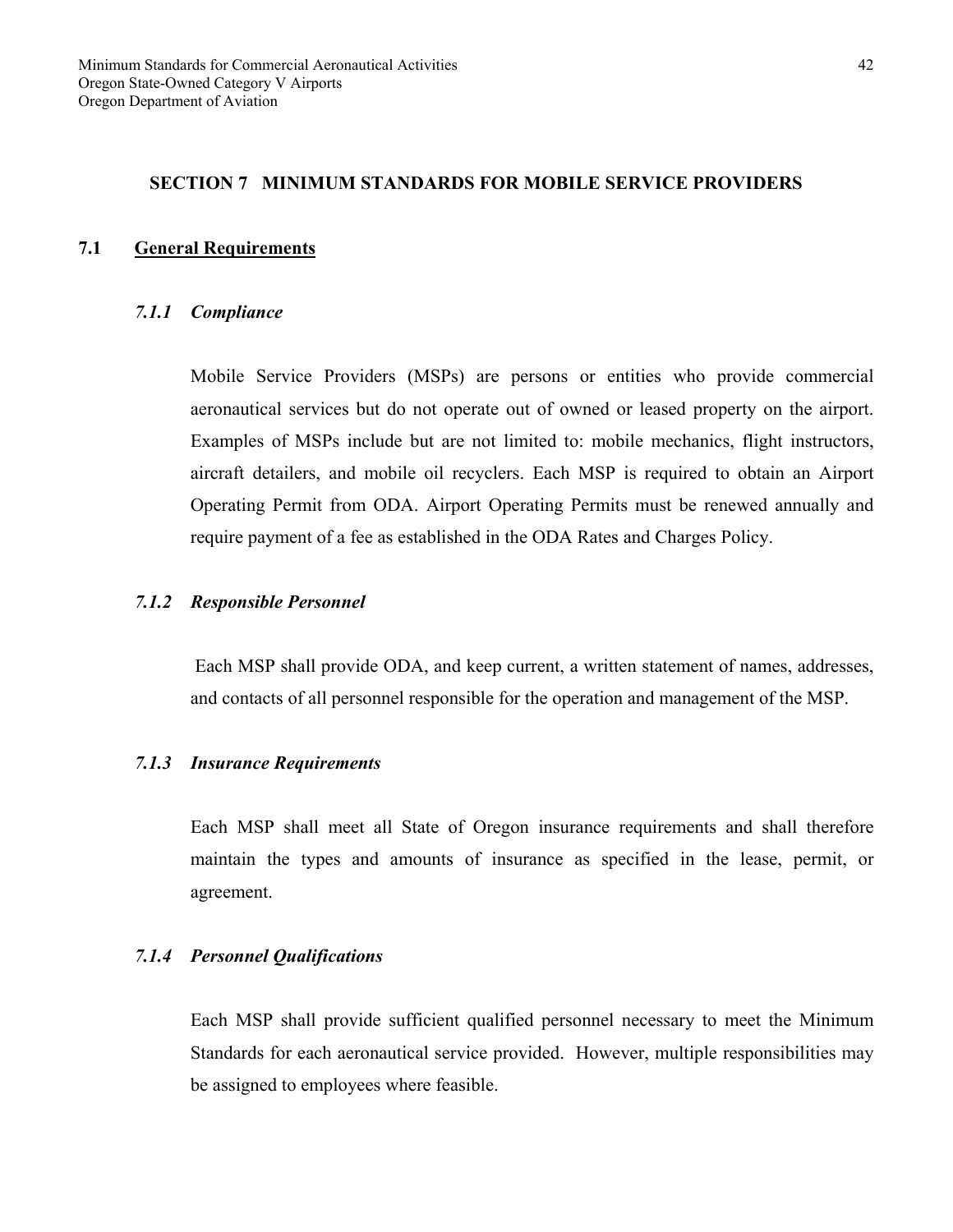## SECTION 7 MINIMUM STANDARDS FOR MOBILE SERVICE PROVIDERS

### 7.1 General Requirements

#### *7.1.1 Compliance*

Mobile Service Providers (MSPs) are persons or entities who provide commercial aeronautical services but do not operate out of owned or leased property on the airport. Examples of MSPs include but are not limited to: mobile mechanics, flight instructors, aircraft detailers, and mobile oil recyclers. Each MSP is required to obtain an Airport Operating Permit from ODA. Airport Operating Permits must be renewed annually and require payment of a fee as established in the ODA Rates and Charges Policy.

#### *7.1.2 Responsible Personnel*

Each MSP shall provide ODA, and keep current, a written statement of names, addresses, and contacts of all personnel responsible for the operation and management of the MSP.

#### *7.1.3 Insurance Requirements*

Each MSP shall meet all State of Oregon insurance requirements and shall therefore maintain the types and amounts of insurance as specified in the lease, permit, or agreement.

#### *7.1.4 Personnel Qualifications*

Each MSP shall provide sufficient qualified personnel necessary to meet the Minimum Standards for each aeronautical service provided. However, multiple responsibilities may be assigned to employees where feasible.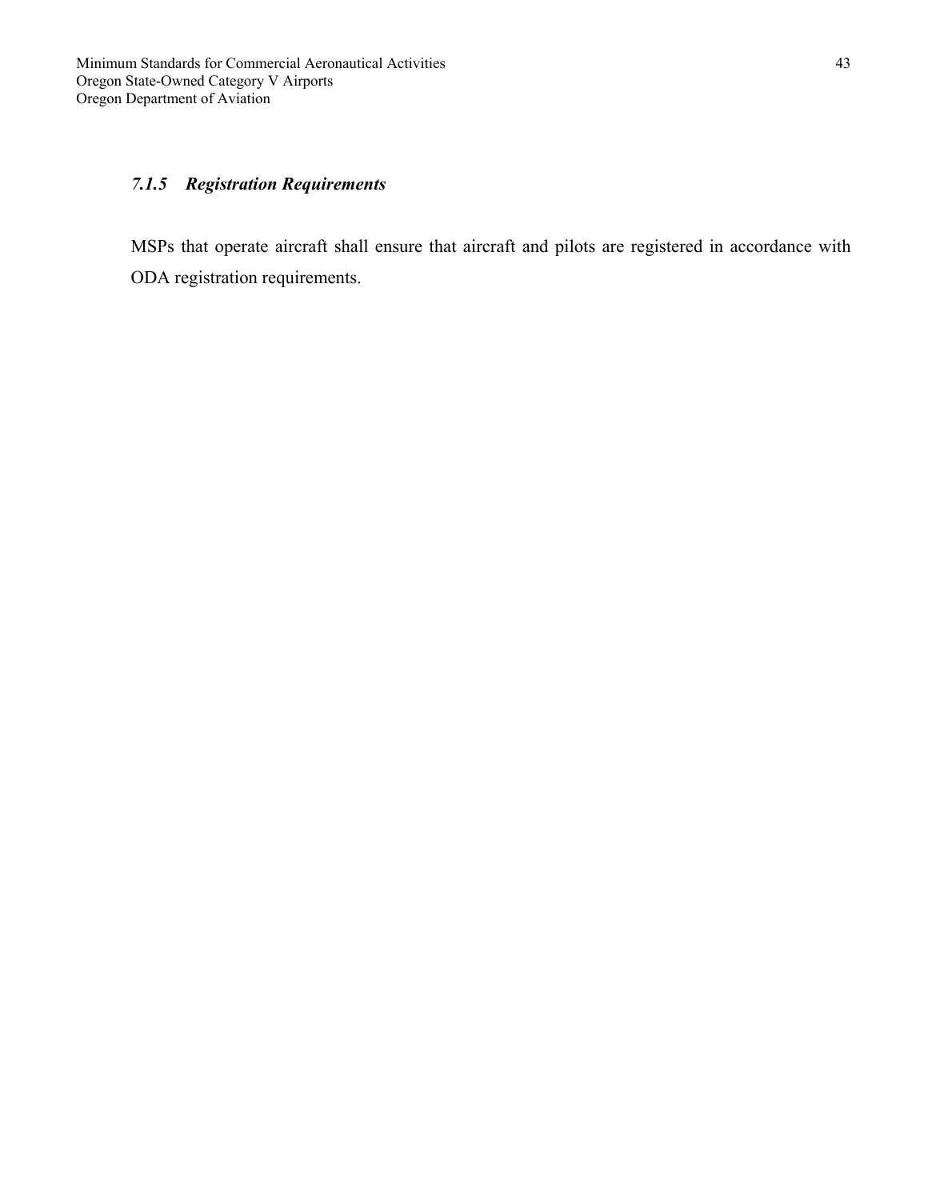### *7.1.5 Registration Requirements*

MSPs that operate aircraft shall ensure that aircraft and pilots are registered in accordance with ODA registration requirements.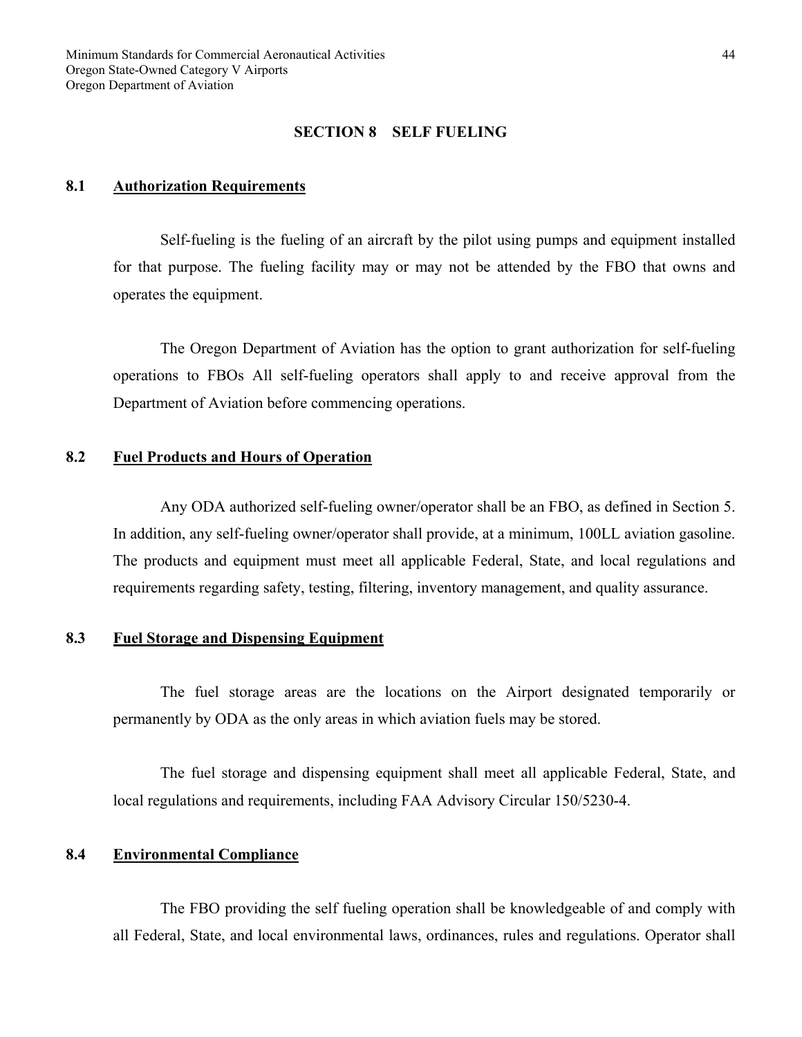## SECTION 8 SELF FUELING

### 8.1 Authorization Requirements

Self-fueling is the fueling of an aircraft by the pilot using pumps and equipment installed for that purpose. The fueling facility may or may not be attended by the FBO that owns and operates the equipment.

The Oregon Department of Aviation has the option to grant authorization for self-fueling operations to FBOs All self-fueling operators shall apply to and receive approval from the Department of Aviation before commencing operations.

### 8.2 Fuel Products and Hours of Operation

Any ODA authorized self-fueling owner/operator shall be an FBO, as defined in Section 5. In addition, any self-fueling owner/operator shall provide, at a minimum, 100LL aviation gasoline. The products and equipment must meet all applicable Federal, State, and local regulations and requirements regarding safety, testing, filtering, inventory management, and quality assurance.

### 8.3 Fuel Storage and Dispensing Equipment

The fuel storage areas are the locations on the Airport designated temporarily or permanently by ODA as the only areas in which aviation fuels may be stored.

The fuel storage and dispensing equipment shall meet all applicable Federal, State, and local regulations and requirements, including FAA Advisory Circular 150/5230-4.

### 8.4 Environmental Compliance

The FBO providing the self fueling operation shall be knowledgeable of and comply with all Federal, State, and local environmental laws, ordinances, rules and regulations. Operator shall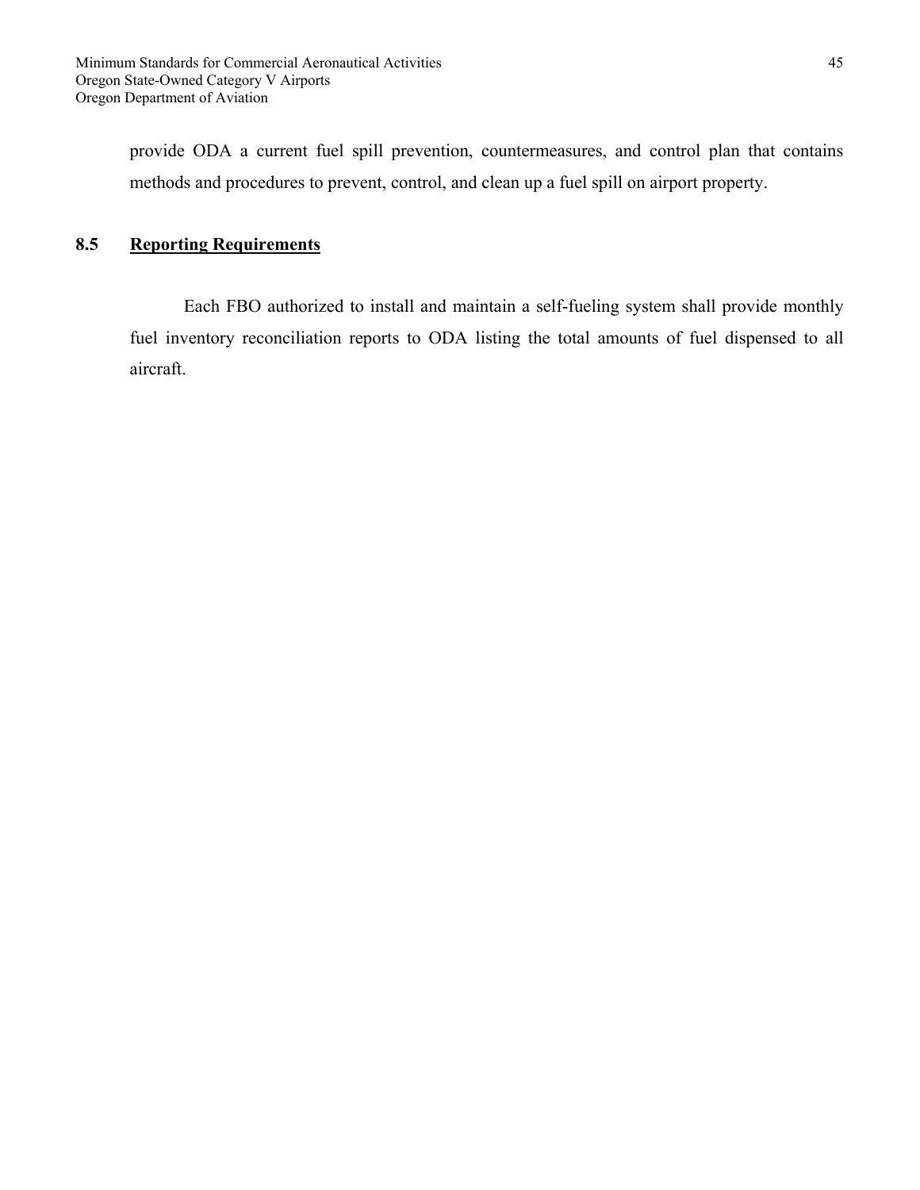provide ODA a current fuel spill prevention, countermeasures, and control plan that contains methods and procedures to prevent, control, and clean up a fuel spill on airport property.

## 8.5 Reporting Requirements

Each FBO authorized to install and maintain a self-fueling system shall provide monthly fuel inventory reconciliation reports to ODA listing the total amounts of fuel dispensed to all aircraft.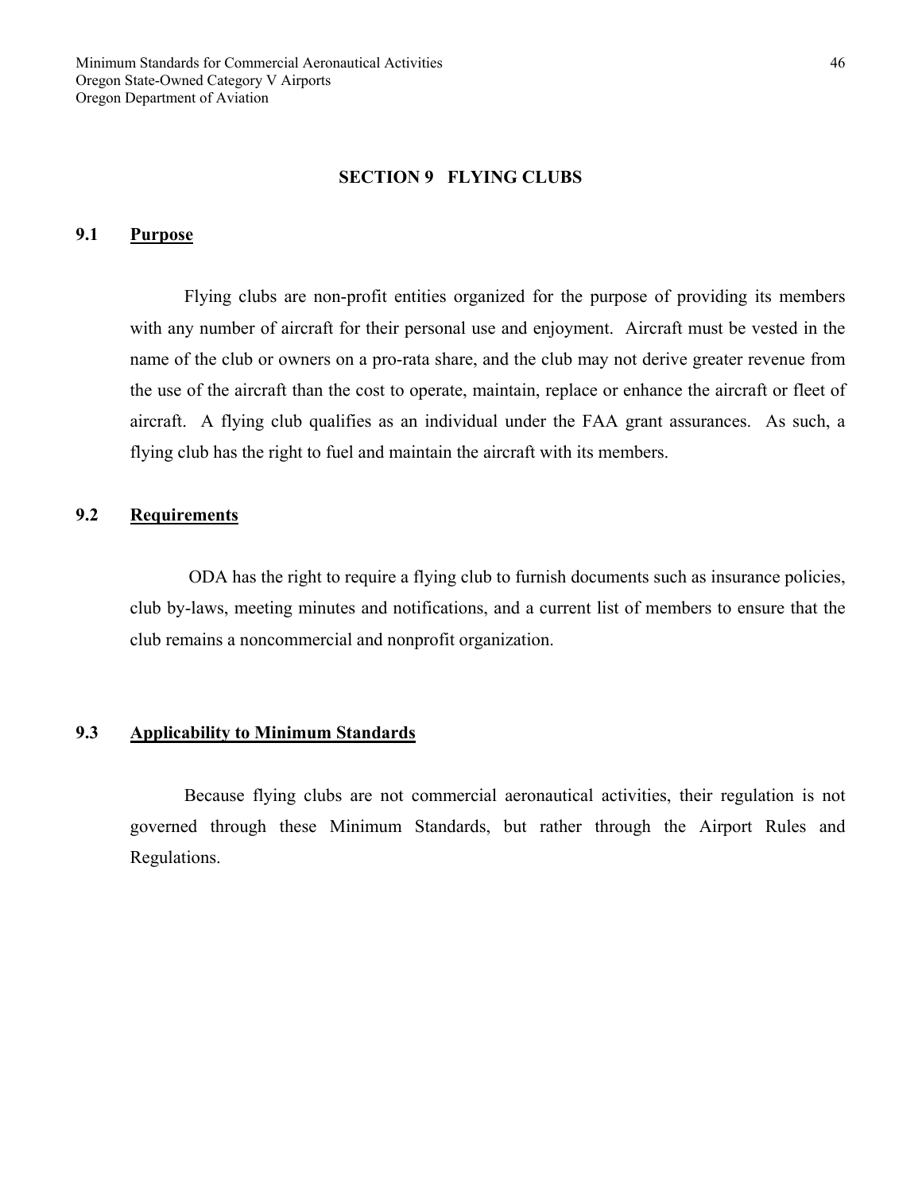# SECTION 9 FLYING CLUBS

## 9.1 Purpose

Flying clubs are non-profit entities organized for the purpose of providing its members with any number of aircraft for their personal use and enjoyment. Aircraft must be vested in the name of the club or owners on a pro-rata share, and the club may not derive greater revenue from the use of the aircraft than the cost to operate, maintain, replace or enhance the aircraft or fleet of aircraft. A flying club qualifies as an individual under the FAA grant assurances. As such, a flying club has the right to fuel and maintain the aircraft with its members.

## 9.2 Requirements

ODA has the right to require a flying club to furnish documents such as insurance policies, club by-laws, meeting minutes and notifications, and a current list of members to ensure that the club remains a noncommercial and nonprofit organization.

## 9.3 Applicability to Minimum Standards

Because flying clubs are not commercial aeronautical activities, their regulation is not governed through these Minimum Standards, but rather through the Airport Rules and Regulations.